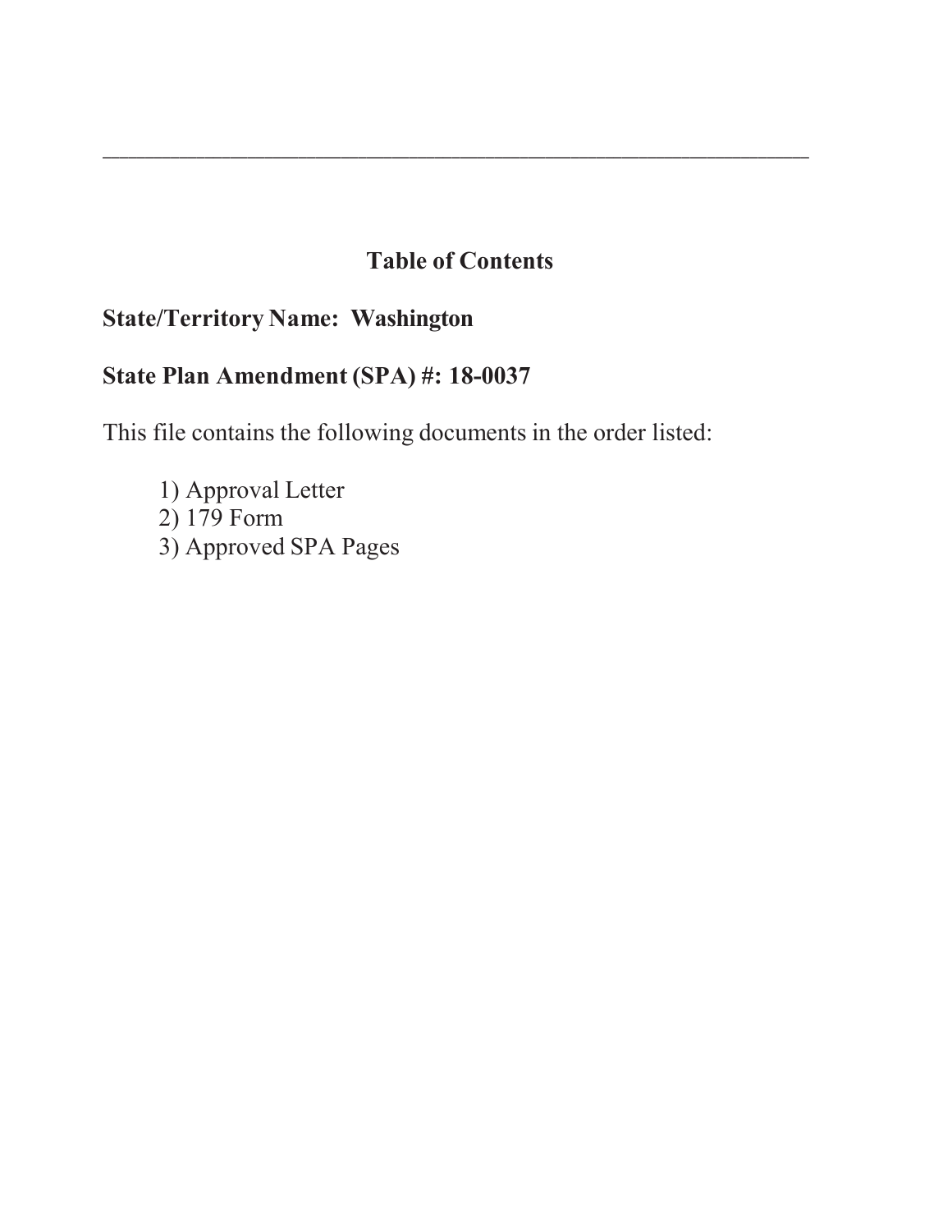# Table of Contents

**State/Territory Name: Washington**

**State Plan Amendment (SPA) #: 18-0037**

This file contains the following documents in the order listed:

1) Approval Letter
2) 179 Form
3) Approved SPA Pages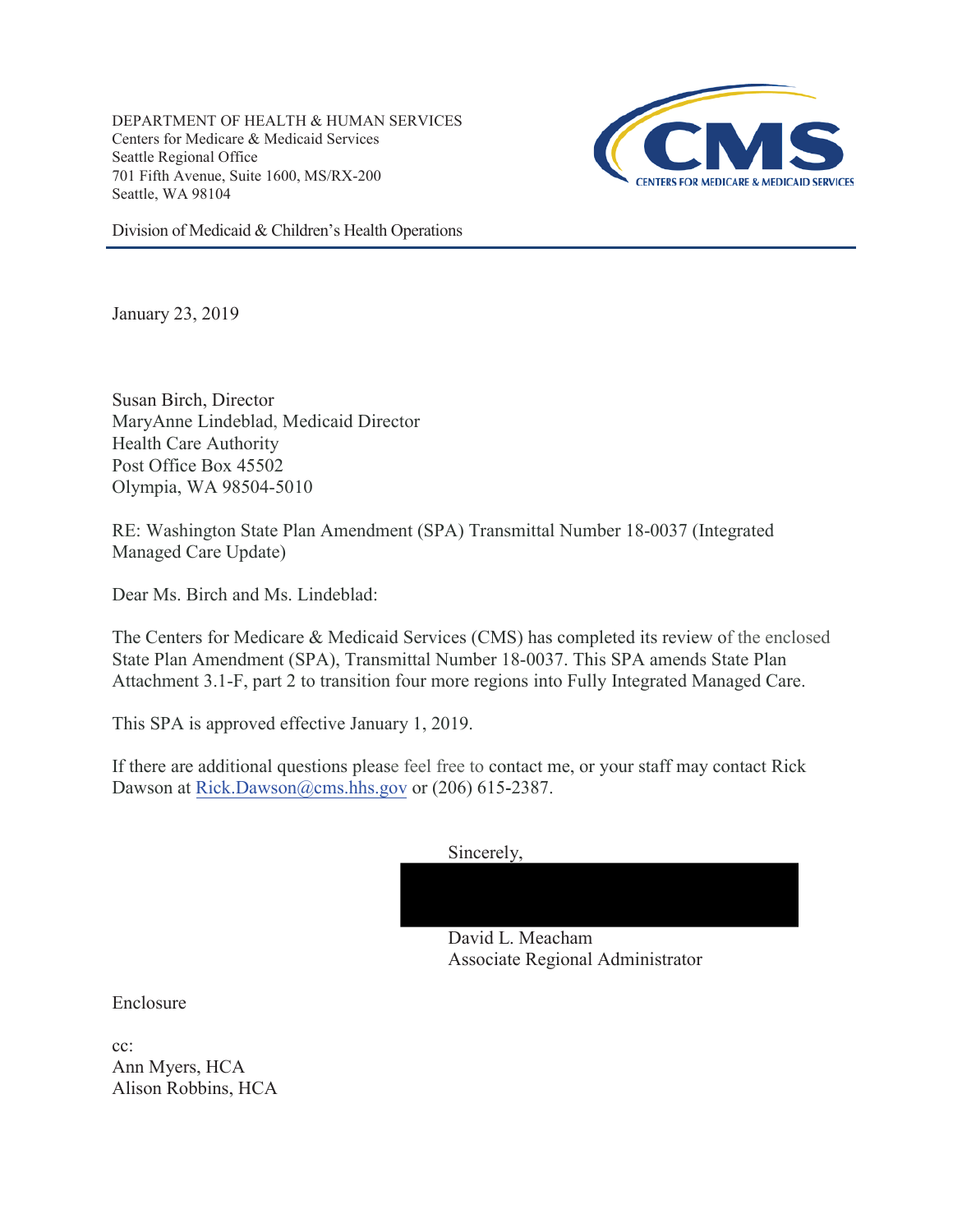DEPARTMENT OF HEALTH & HUMAN SERVICES
Centers for Medicare & Medicaid Services
Seattle Regional Office
701 Fifth Avenue, Suite 1600, MS/RX-200
Seattle, WA 98104

Division of Medicaid & Children's Health Operations

January 23, 2019

Susan Birch, Director
MaryAnne Lindeblad, Medicaid Director
Health Care Authority
Post Office Box 45502
Olympia, WA 98504-5010

RE: Washington State Plan Amendment (SPA) Transmittal Number 18-0037 (Integrated Managed Care Update)

Dear Ms. Birch and Ms. Lindeblad:

The Centers for Medicare & Medicaid Services (CMS) has completed its review of the enclosed State Plan Amendment (SPA), Transmittal Number 18-0037. This SPA amends State Plan Attachment 3.1-F, part 2 to transition four more regions into Fully Integrated Managed Care.

This SPA is approved effective January 1, 2019.

If there are additional questions please feel free to contact me, or your staff may contact Rick Dawson at Rick.Dawson@cms.hhs.gov or (206) 615-2387.

Sincerely,

David L. Meacham
Associate Regional Administrator

Enclosure

cc:
Ann Myers, HCA
Alison Robbins, HCA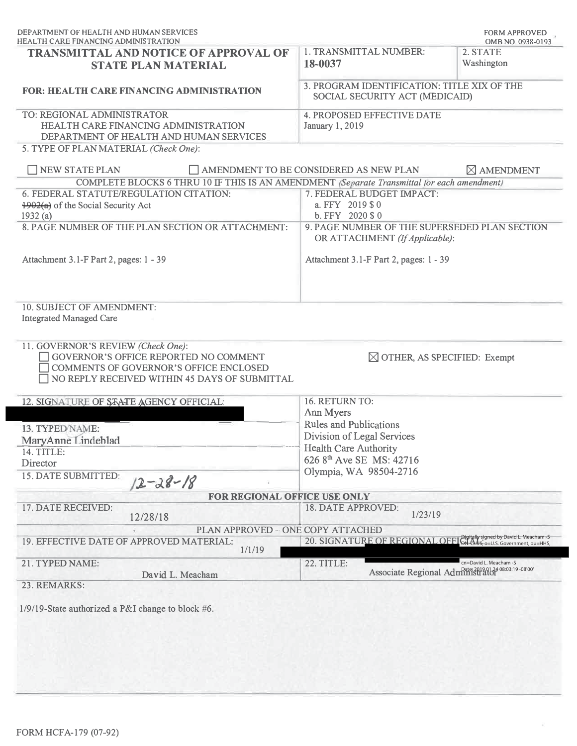DEPARTMENT OF HEALTH AND HUMAN SERVICES
HEALTH CARE FINANCING ADMINISTRATION

FORM APPROVED
OMB NO. 0938-0193

# TRANSMITTAL AND NOTICE OF APPROVAL OF STATE PLAN MATERIAL

**FOR: HEALTH CARE FINANCING ADMINISTRATION**

1. TRANSMITTAL NUMBER: **18-0037**

2. STATE: Washington

3. PROGRAM IDENTIFICATION: TITLE XIX OF THE SOCIAL SECURITY ACT (MEDICAID)

TO: REGIONAL ADMINISTRATOR
HEALTH CARE FINANCING ADMINISTRATION
DEPARTMENT OF HEALTH AND HUMAN SERVICES

4. PROPOSED EFFECTIVE DATE: January 1, 2019

5. TYPE OF PLAN MATERIAL *(Check One)*:

☐ NEW STATE PLAN ☐ AMENDMENT TO BE CONSIDERED AS NEW PLAN ☒ AMENDMENT

COMPLETE BLOCKS 6 THRU 10 IF THIS IS AN AMENDMENT *(Separate Transmittal for each amendment)*

6. FEDERAL STATUTE/REGULATION CITATION:
~~1902(a)~~ of the Social Security Act
1932 (a)

7. FEDERAL BUDGET IMPACT:
a. FFY 2019 $ 0
b. FFY 2020 $ 0

8. PAGE NUMBER OF THE PLAN SECTION OR ATTACHMENT:
Attachment 3.1-F Part 2, pages: 1 - 39

9. PAGE NUMBER OF THE SUPERSEDED PLAN SECTION OR ATTACHMENT *(If Applicable)*:
Attachment 3.1-F Part 2, pages: 1 - 39

10. SUBJECT OF AMENDMENT:
Integrated Managed Care

11. GOVERNOR'S REVIEW *(Check One)*:
☐ GOVERNOR'S OFFICE REPORTED NO COMMENT
☐ COMMENTS OF GOVERNOR'S OFFICE ENCLOSED
☐ NO REPLY RECEIVED WITHIN 45 DAYS OF SUBMITTAL
☒ OTHER, AS SPECIFIED: Exempt

12. SIGNATURE OF STATE AGENCY OFFICIAL:

13. TYPED NAME:
MaryAnne Lindeblad

14. TITLE:
Director

15. DATE SUBMITTED: 12-28-18

16. RETURN TO:
Ann Myers
Rules and Publications
Division of Legal Services
Health Care Authority
626 8th Ave SE MS: 42716
Olympia, WA 98504-2716

**FOR REGIONAL OFFICE USE ONLY**

17. DATE RECEIVED: 12/28/18

18. DATE APPROVED: 1/23/19

PLAN APPROVED – ONE COPY ATTACHED

19. EFFECTIVE DATE OF APPROVED MATERIAL: 1/1/19

20. SIGNATURE OF REGIONAL OFFICIAL:
Digitally signed by David L. Meacham -S
DN: c=US, o=U.S. Government, ou=HHS, cn=David L. Meacham -S
Date: 2019.01.24 08:03:19 -08'00'

21. TYPED NAME: David L. Meacham

22. TITLE: Associate Regional Administrator

23. REMARKS:

1/9/19-State authorized a P&I change to block #6.

FORM HCFA-179 (07-92)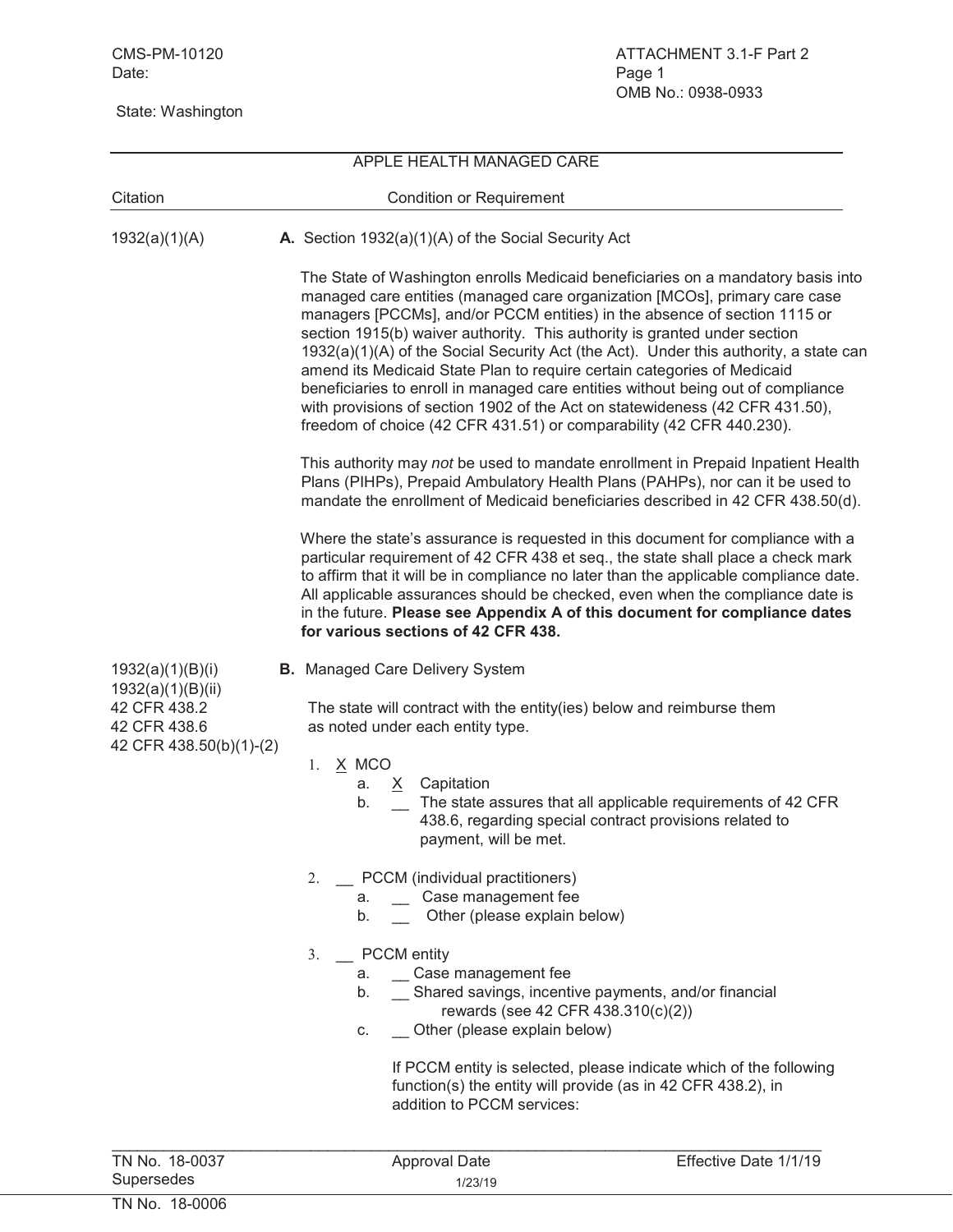CMS-PM-10120 ATTACHMENT 3.1-F Part 2
Date: Page 1
OMB No.: 0938-0933

State: Washington

## APPLE HEALTH MANAGED CARE

| Citation | Condition or Requirement |
|---|---|

**1932(a)(1)(A)**

**A.** Section 1932(a)(1)(A) of the Social Security Act

The State of Washington enrolls Medicaid beneficiaries on a mandatory basis into managed care entities (managed care organization [MCOs], primary care case managers [PCCMs], and/or PCCM entities) in the absence of section 1115 or section 1915(b) waiver authority. This authority is granted under section 1932(a)(1)(A) of the Social Security Act (the Act). Under this authority, a state can amend its Medicaid State Plan to require certain categories of Medicaid beneficiaries to enroll in managed care entities without being out of compliance with provisions of section 1902 of the Act on statewideness (42 CFR 431.50), freedom of choice (42 CFR 431.51) or comparability (42 CFR 440.230).

This authority may *not* be used to mandate enrollment in Prepaid Inpatient Health Plans (PIHPs), Prepaid Ambulatory Health Plans (PAHPs), nor can it be used to mandate the enrollment of Medicaid beneficiaries described in 42 CFR 438.50(d).

Where the state's assurance is requested in this document for compliance with a particular requirement of 42 CFR 438 et seq., the state shall place a check mark to affirm that it will be in compliance no later than the applicable compliance date. All applicable assurances should be checked, even when the compliance date is in the future. **Please see Appendix A of this document for compliance dates for various sections of 42 CFR 438.**

**1932(a)(1)(B)(i)**
**1932(a)(1)(B)(ii)**
**42 CFR 438.2**
**42 CFR 438.6**
**42 CFR 438.50(b)(1)-(2)**

**B.** Managed Care Delivery System

The state will contract with the entity(ies) below and reimburse them as noted under each entity type.

1. X MCO
   a. X Capitation
   b. __ The state assures that all applicable requirements of 42 CFR 438.6, regarding special contract provisions related to payment, will be met.

2. __ PCCM (individual practitioners)
   a. __ Case management fee
   b. __ Other (please explain below)

3. __ PCCM entity
   a. __ Case management fee
   b. __ Shared savings, incentive payments, and/or financial rewards (see 42 CFR 438.310(c)(2))
   c. __ Other (please explain below)

   If PCCM entity is selected, please indicate which of the following function(s) the entity will provide (as in 42 CFR 438.2), in addition to PCCM services:

TN No. 18-0037 Approval Date 1/23/19 Effective Date 1/1/19
Supersedes
TN No. 18-0006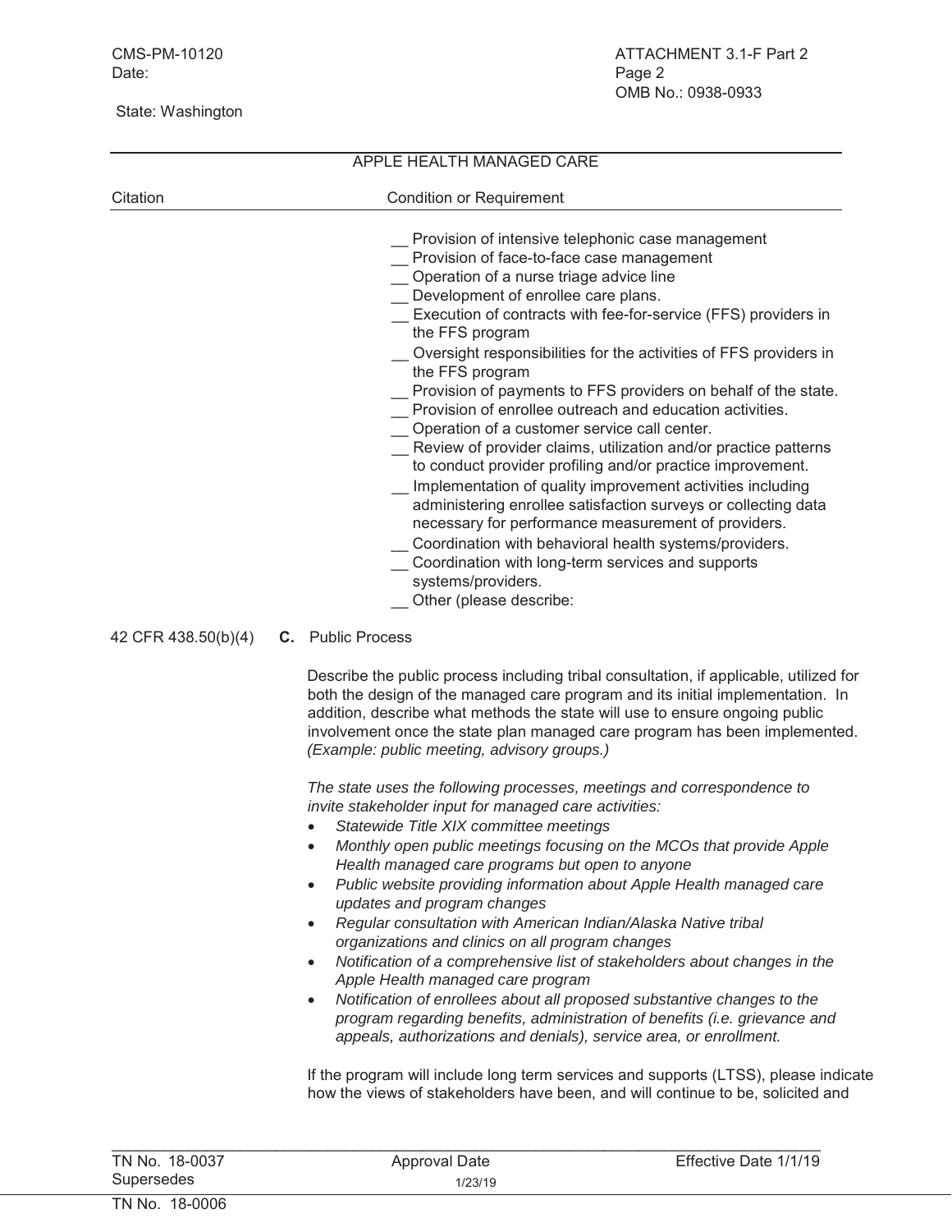APPLE HEALTH MANAGED CARE

| Citation | Condition or Requirement |
|---|---|

\_\_ Provision of intensive telephonic case management
\_\_ Provision of face-to-face case management
\_\_ Operation of a nurse triage advice line
\_\_ Development of enrollee care plans.
\_\_ Execution of contracts with fee-for-service (FFS) providers in the FFS program
\_\_ Oversight responsibilities for the activities of FFS providers in the FFS program
\_\_ Provision of payments to FFS providers on behalf of the state.
\_\_ Provision of enrollee outreach and education activities.
\_\_ Operation of a customer service call center.
\_\_ Review of provider claims, utilization and/or practice patterns to conduct provider profiling and/or practice improvement.
\_\_ Implementation of quality improvement activities including administering enrollee satisfaction surveys or collecting data necessary for performance measurement of providers.
\_\_ Coordination with behavioral health systems/providers.
\_\_ Coordination with long-term services and supports systems/providers.
\_\_ Other (please describe:

42 CFR 438.50(b)(4) **C.** Public Process

Describe the public process including tribal consultation, if applicable, utilized for both the design of the managed care program and its initial implementation. In addition, describe what methods the state will use to ensure ongoing public involvement once the state plan managed care program has been implemented. *(Example: public meeting, advisory groups.)*

*The state uses the following processes, meetings and correspondence to invite stakeholder input for managed care activities:*

- *Statewide Title XIX committee meetings*
- *Monthly open public meetings focusing on the MCOs that provide Apple Health managed care programs but open to anyone*
- *Public website providing information about Apple Health managed care updates and program changes*
- *Regular consultation with American Indian/Alaska Native tribal organizations and clinics on all program changes*
- *Notification of a comprehensive list of stakeholders about changes in the Apple Health managed care program*
- *Notification of enrollees about all proposed substantive changes to the program regarding benefits, administration of benefits (i.e. grievance and appeals, authorizations and denials), service area, or enrollment.*

If the program will include long term services and supports (LTSS), please indicate how the views of stakeholders have been, and will continue to be, solicited and

TN No. 18-0037 Approval Date 1/23/19 Effective Date 1/1/19
Supersedes
TN No. 18-0006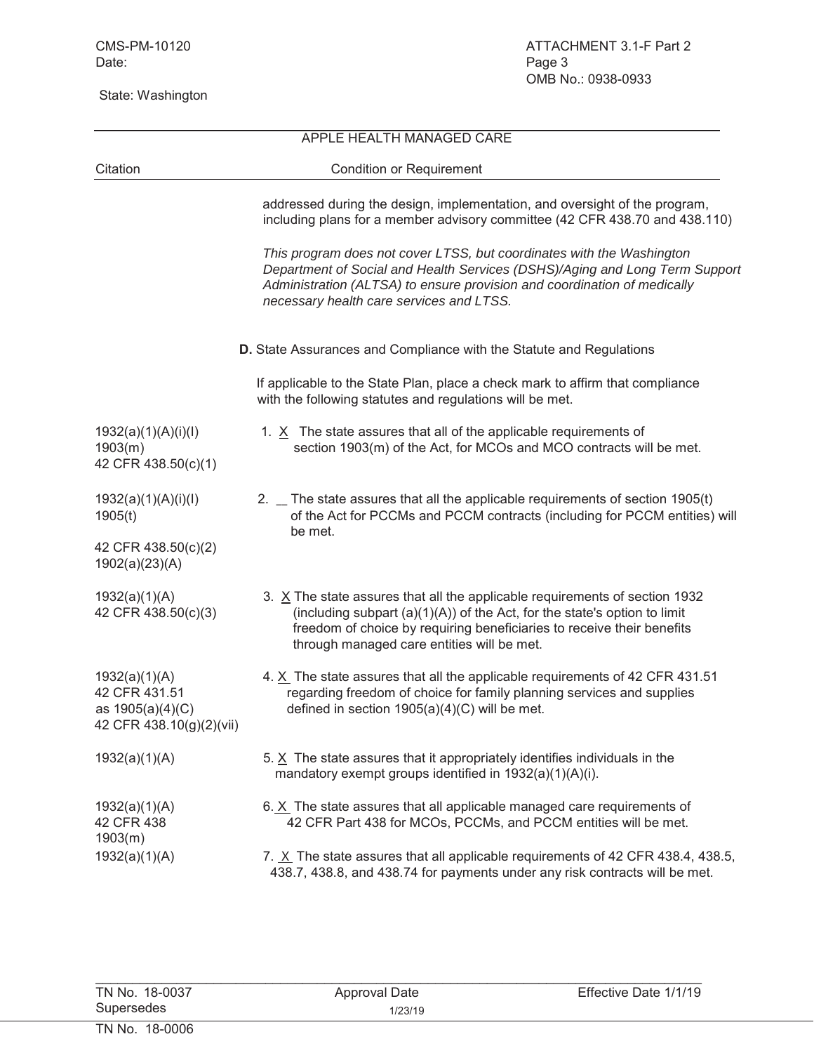APPLE HEALTH MANAGED CARE

| Citation | Condition or Requirement |
|---|---|
| | addressed during the design, implementation, and oversight of the program, including plans for a member advisory committee (42 CFR 438.70 and 438.110) |
| | *This program does not cover LTSS, but coordinates with the Washington Department of Social and Health Services (DSHS)/Aging and Long Term Support Administration (ALTSA) to ensure provision and coordination of medically necessary health care services and LTSS.* |
| | **D.** State Assurances and Compliance with the Statute and Regulations |
| | If applicable to the State Plan, place a check mark to affirm that compliance with the following statutes and regulations will be met. |
| 1932(a)(1)(A)(i)(I)<br>1903(m)<br>42 CFR 438.50(c)(1) | 1. X The state assures that all of the applicable requirements of section 1903(m) of the Act, for MCOs and MCO contracts will be met. |
| 1932(a)(1)(A)(i)(I)<br>1905(t)<br>42 CFR 438.50(c)(2)<br>1902(a)(23)(A) | 2. __ The state assures that all the applicable requirements of section 1905(t) of the Act for PCCMs and PCCM contracts (including for PCCM entities) will be met. |
| 1932(a)(1)(A)<br>42 CFR 438.50(c)(3) | 3. X The state assures that all the applicable requirements of section 1932 (including subpart (a)(1)(A)) of the Act, for the state's option to limit freedom of choice by requiring beneficiaries to receive their benefits through managed care entities will be met. |
| 1932(a)(1)(A)<br>42 CFR 431.51<br>as 1905(a)(4)(C)<br>42 CFR 438.10(g)(2)(vii) | 4. X The state assures that all the applicable requirements of 42 CFR 431.51 regarding freedom of choice for family planning services and supplies defined in section 1905(a)(4)(C) will be met. |
| 1932(a)(1)(A) | 5. X The state assures that it appropriately identifies individuals in the mandatory exempt groups identified in 1932(a)(1)(A)(i). |
| 1932(a)(1)(A)<br>42 CFR 438<br>1903(m) | 6. X The state assures that all applicable managed care requirements of 42 CFR Part 438 for MCOs, PCCMs, and PCCM entities will be met. |
| 1932(a)(1)(A) | 7. X The state assures that all applicable requirements of 42 CFR 438.4, 438.5, 438.7, 438.8, and 438.74 for payments under any risk contracts will be met. |

TN No. 18-0037 Supersedes TN No. 18-0006 | Approval Date 1/23/19 | Effective Date 1/1/19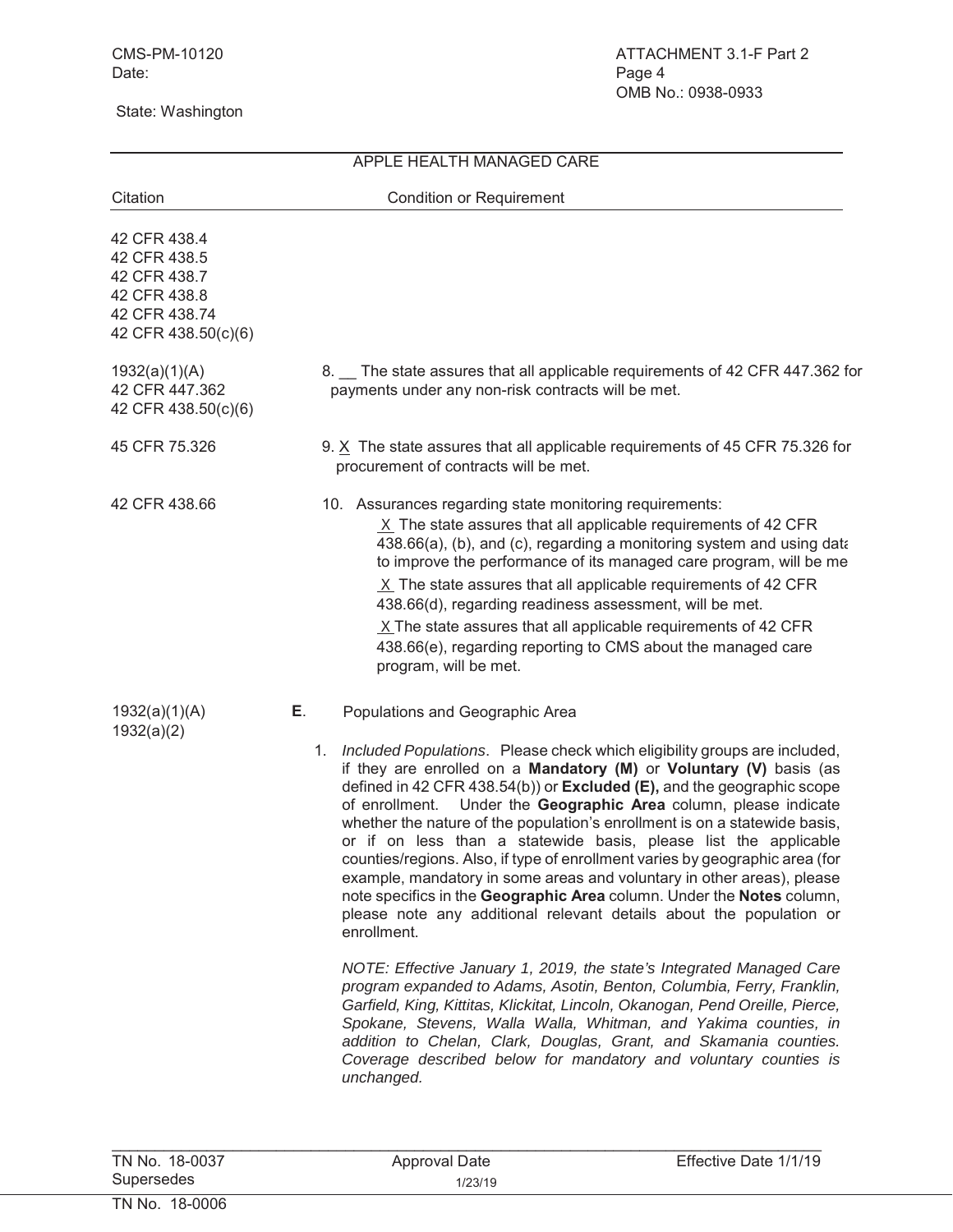CMS-PM-10120
Date:

State: Washington

ATTACHMENT 3.1-F Part 2
Page 4
OMB No.: 0938-0933

APPLE HEALTH MANAGED CARE

| Citation | Condition or Requirement |
|---|---|
| 42 CFR 438.4<br>42 CFR 438.5<br>42 CFR 438.7<br>42 CFR 438.8<br>42 CFR 438.74<br>42 CFR 438.50(c)(6) | |
| 1932(a)(1)(A)<br>42 CFR 447.362<br>42 CFR 438.50(c)(6) | 8. __ The state assures that all applicable requirements of 42 CFR 447.362 for payments under any non-risk contracts will be met. |
| 45 CFR 75.326 | 9. X The state assures that all applicable requirements of 45 CFR 75.326 for procurement of contracts will be met. |
| 42 CFR 438.66 | 10. Assurances regarding state monitoring requirements:<br>X The state assures that all applicable requirements of 42 CFR 438.66(a), (b), and (c), regarding a monitoring system and using data to improve the performance of its managed care program, will be me<br>X The state assures that all applicable requirements of 42 CFR 438.66(d), regarding readiness assessment, will be met.<br>X The state assures that all applicable requirements of 42 CFR 438.66(e), regarding reporting to CMS about the managed care program, will be met. |
| 1932(a)(1)(A)<br>1932(a)(2) | **E**. Populations and Geographic Area |

1. *Included Populations*. Please check which eligibility groups are included, if they are enrolled on a **Mandatory (M)** or **Voluntary (V)** basis (as defined in 42 CFR 438.54(b)) or **Excluded (E),** and the geographic scope of enrollment. Under the **Geographic Area** column, please indicate whether the nature of the population's enrollment is on a statewide basis, or if on less than a statewide basis, please list the applicable counties/regions. Also, if type of enrollment varies by geographic area (for example, mandatory in some areas and voluntary in other areas), please note specifics in the **Geographic Area** column. Under the **Notes** column, please note any additional relevant details about the population or enrollment.

   *NOTE: Effective January 1, 2019, the state's Integrated Managed Care program expanded to Adams, Asotin, Benton, Columbia, Ferry, Franklin, Garfield, King, Kittitas, Klickitat, Lincoln, Okanogan, Pend Oreille, Pierce, Spokane, Stevens, Walla Walla, Whitman, and Yakima counties, in addition to Chelan, Clark, Douglas, Grant, and Skamania counties. Coverage described below for mandatory and voluntary counties is unchanged.*

TN No. 18-0037 | Approval Date 1/23/19 | Effective Date 1/1/19
Supersedes
TN No. 18-0006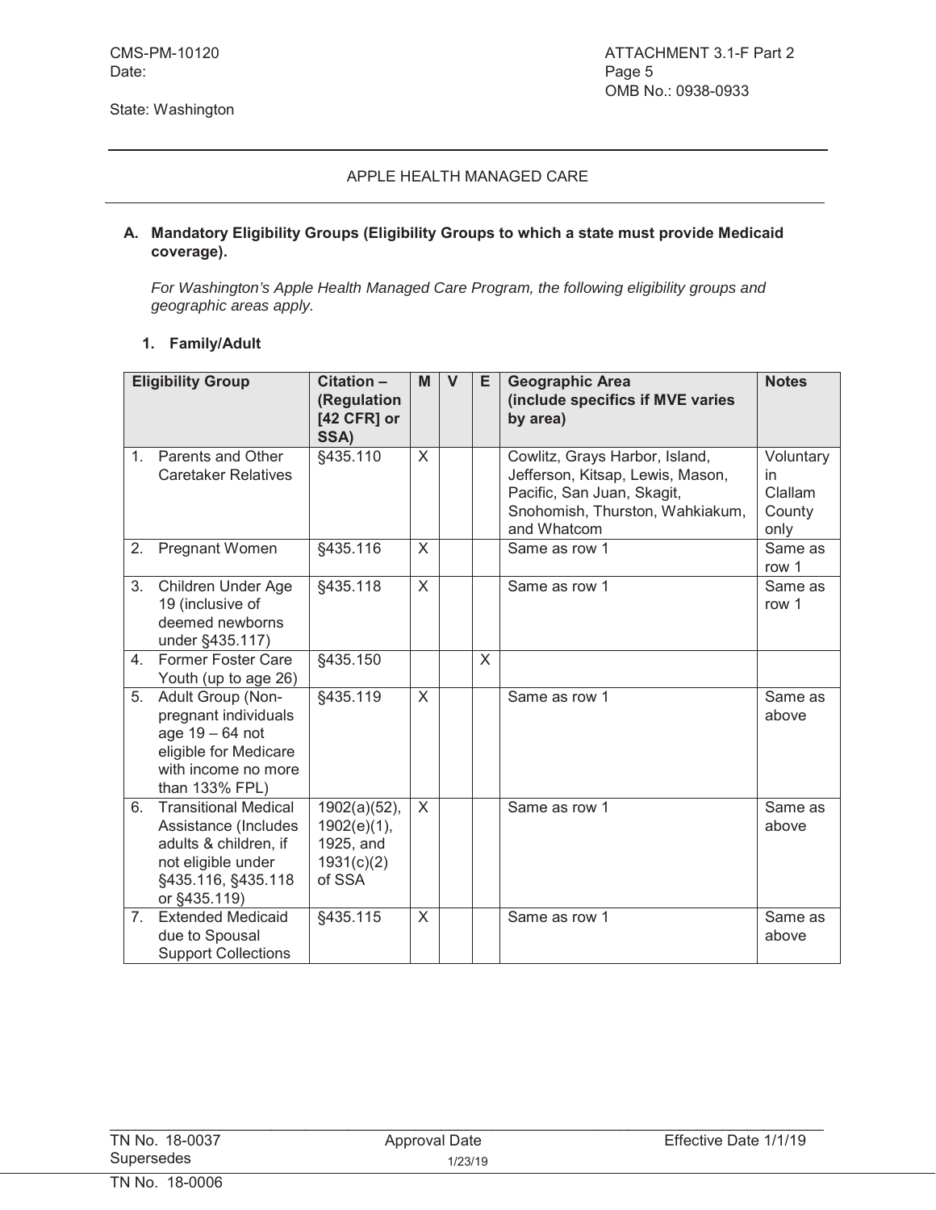CMS-PM-10120
Date:

State: Washington

ATTACHMENT 3.1-F Part 2
Page 5
OMB No.: 0938-0933

APPLE HEALTH MANAGED CARE

**A. Mandatory Eligibility Groups (Eligibility Groups to which a state must provide Medicaid coverage).**

*For Washington's Apple Health Managed Care Program, the following eligibility groups and geographic areas apply.*

**1. Family/Adult**

| Eligibility Group | Citation – (Regulation [42 CFR] or SSA) | M | V | E | Geographic Area (include specifics if MVE varies by area) | Notes |
|---|---|---|---|---|---|---|
| 1. Parents and Other Caretaker Relatives | §435.110 | X | | | Cowlitz, Grays Harbor, Island, Jefferson, Kitsap, Lewis, Mason, Pacific, San Juan, Skagit, Snohomish, Thurston, Wahkiakum, and Whatcom | Voluntary in Clallam County only |
| 2. Pregnant Women | §435.116 | X | | | Same as row 1 | Same as row 1 |
| 3. Children Under Age 19 (inclusive of deemed newborns under §435.117) | §435.118 | X | | | Same as row 1 | Same as row 1 |
| 4. Former Foster Care Youth (up to age 26) | §435.150 | | | X | | |
| 5. Adult Group (Non-pregnant individuals age 19 – 64 not eligible for Medicare with income no more than 133% FPL) | §435.119 | X | | | Same as row 1 | Same as above |
| 6. Transitional Medical Assistance (Includes adults & children, if not eligible under §435.116, §435.118 or §435.119) | 1902(a)(52), 1902(e)(1), 1925, and 1931(c)(2) of SSA | X | | | Same as row 1 | Same as above |
| 7. Extended Medicaid due to Spousal Support Collections | §435.115 | X | | | Same as row 1 | Same as above |

TN No. 18-0037
Supersedes
TN No. 18-0006

Approval Date 1/23/19

Effective Date 1/1/19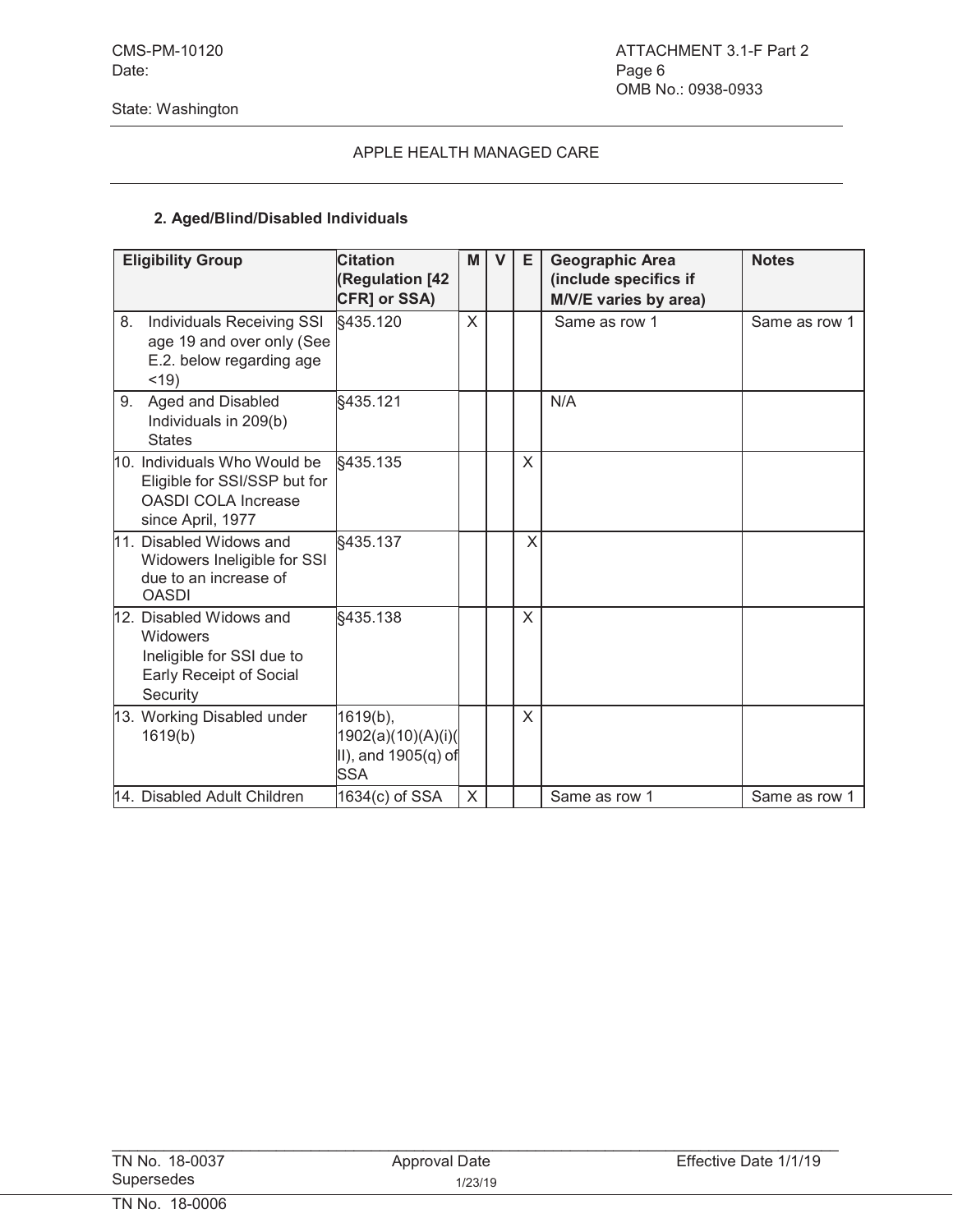APPLE HEALTH MANAGED CARE

**2. Aged/Blind/Disabled Individuals**

| Eligibility Group | Citation (Regulation [42 CFR] or SSA) | M | V | E | Geographic Area (include specifics if M/V/E varies by area) | Notes |
|---|---|---|---|---|---|---|
| 8. Individuals Receiving SSI age 19 and over only (See E.2. below regarding age <19) | §435.120 | X | | | Same as row 1 | Same as row 1 |
| 9. Aged and Disabled Individuals in 209(b) States | §435.121 | | | | N/A | |
| 10. Individuals Who Would be Eligible for SSI/SSP but for OASDI COLA Increase since April, 1977 | §435.135 | | | X | | |
| 11. Disabled Widows and Widowers Ineligible for SSI due to an increase of OASDI | §435.137 | | | X | | |
| 12. Disabled Widows and Widowers Ineligible for SSI due to Early Receipt of Social Security | §435.138 | | | X | | |
| 13. Working Disabled under 1619(b) | 1619(b), 1902(a)(10)(A)(i)(II), and 1905(q) of SSA | | | X | | |
| 14. Disabled Adult Children | 1634(c) of SSA | X | | | Same as row 1 | Same as row 1 |

TN No. 18-0037 Approval Date 1/23/19 Effective Date 1/1/19
Supersedes
TN No. 18-0006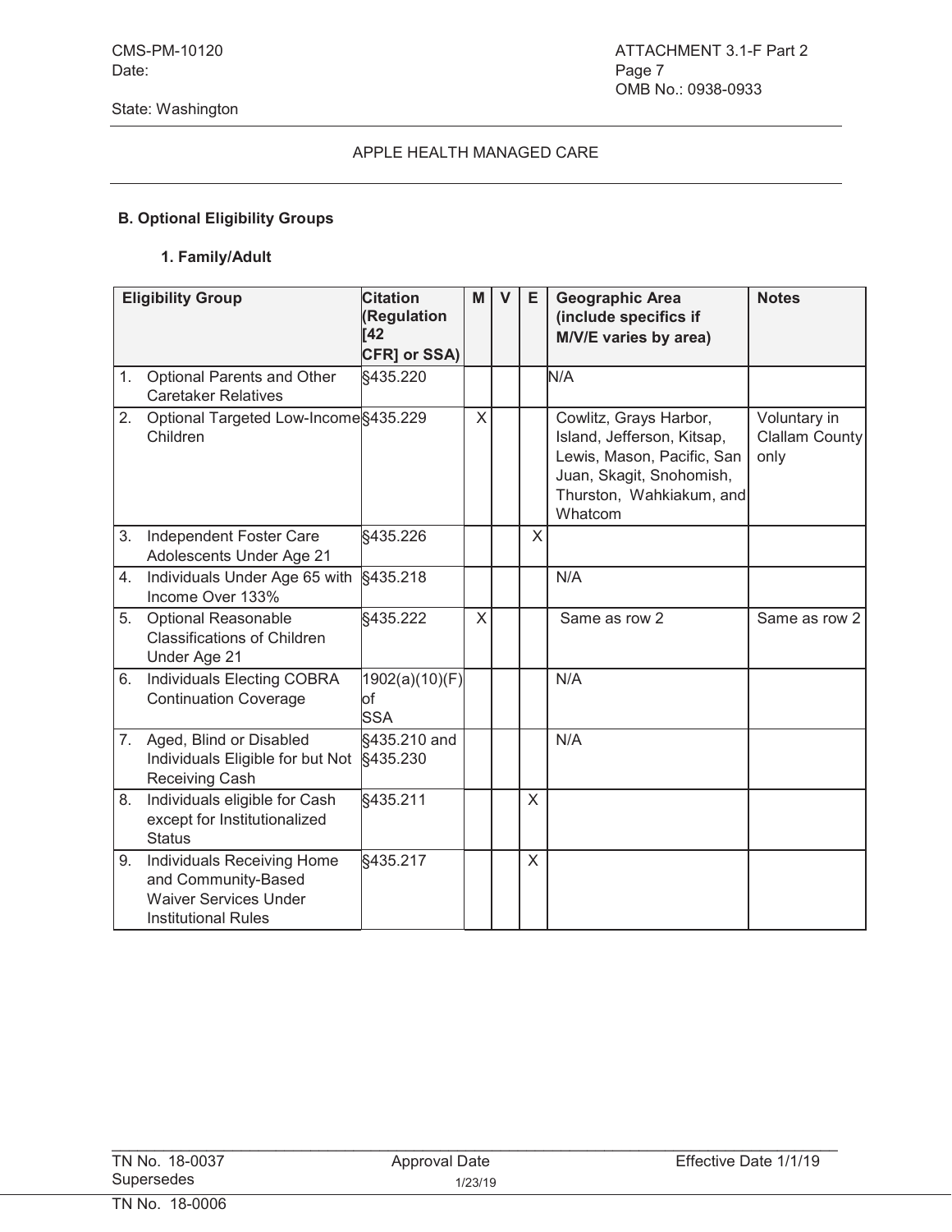CMS-PM-10120
Date:

ATTACHMENT 3.1-F Part 2
Page 7
OMB No.: 0938-0933

State: Washington

APPLE HEALTH MANAGED CARE

**B. Optional Eligibility Groups**

**1. Family/Adult**

| Eligibility Group | Citation (Regulation [42 CFR] or SSA) | M | V | E | Geographic Area (include specifics if M/V/E varies by area) | Notes |
|---|---|---|---|---|---|---|
| 1. Optional Parents and Other Caretaker Relatives | §435.220 | | | | N/A | |
| 2. Optional Targeted Low-Income Children | §435.229 | X | | | Cowlitz, Grays Harbor, Island, Jefferson, Kitsap, Lewis, Mason, Pacific, San Juan, Skagit, Snohomish, Thurston, Wahkiakum, and Whatcom | Voluntary in Clallam County only |
| 3. Independent Foster Care Adolescents Under Age 21 | §435.226 | | | X | | |
| 4. Individuals Under Age 65 with Income Over 133% | §435.218 | | | | N/A | |
| 5. Optional Reasonable Classifications of Children Under Age 21 | §435.222 | X | | | Same as row 2 | Same as row 2 |
| 6. Individuals Electing COBRA Continuation Coverage | 1902(a)(10)(F) of SSA | | | | N/A | |
| 7. Aged, Blind or Disabled Individuals Eligible for but Not Receiving Cash | §435.210 and §435.230 | | | | N/A | |
| 8. Individuals eligible for Cash except for Institutionalized Status | §435.211 | | | X | | |
| 9. Individuals Receiving Home and Community-Based Waiver Services Under Institutional Rules | §435.217 | | | X | | |

TN No. 18-0037 Approval Date 1/23/19 Effective Date 1/1/19
Supersedes
TN No. 18-0006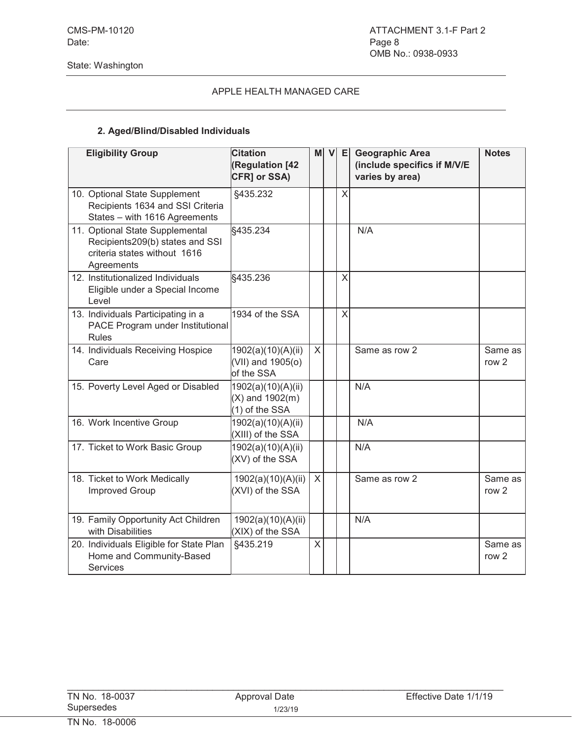CMS-PM-10120
Date:

ATTACHMENT 3.1-F Part 2
Page 8
OMB No.: 0938-0933

State: Washington

APPLE HEALTH MANAGED CARE

**2. Aged/Blind/Disabled Individuals**

| Eligibility Group | Citation (Regulation [42 CFR] or SSA) | M | V | E | Geographic Area (include specifics if M/V/E varies by area) | Notes |
|---|---|---|---|---|---|---|
| 10. Optional State Supplement Recipients 1634 and SSI Criteria States – with 1616 Agreements | §435.232 | | | X | | |
| 11. Optional State Supplemental Recipients209(b) states and SSI criteria states without 1616 Agreements | §435.234 | | | | N/A | |
| 12. Institutionalized Individuals Eligible under a Special Income Level | §435.236 | | | X | | |
| 13. Individuals Participating in a PACE Program under Institutional Rules | 1934 of the SSA | | | X | | |
| 14. Individuals Receiving Hospice Care | 1902(a)(10)(A)(ii)(VII) and 1905(o) of the SSA | X | | | Same as row 2 | Same as row 2 |
| 15. Poverty Level Aged or Disabled | 1902(a)(10)(A)(ii)(X) and 1902(m)(1) of the SSA | | | | N/A | |
| 16. Work Incentive Group | 1902(a)(10)(A)(ii)(XIII) of the SSA | | | | N/A | |
| 17. Ticket to Work Basic Group | 1902(a)(10)(A)(ii)(XV) of the SSA | | | | N/A | |
| 18. Ticket to Work Medically Improved Group | 1902(a)(10)(A)(ii)(XVI) of the SSA | X | | | Same as row 2 | Same as row 2 |
| 19. Family Opportunity Act Children with Disabilities | 1902(a)(10)(A)(ii)(XIX) of the SSA | | | | N/A | |
| 20. Individuals Eligible for State Plan Home and Community-Based Services | §435.219 | X | | | | Same as row 2 |

TN No. 18-0037 | Approval Date 1/23/19 | Effective Date 1/1/19
Supersedes
TN No. 18-0006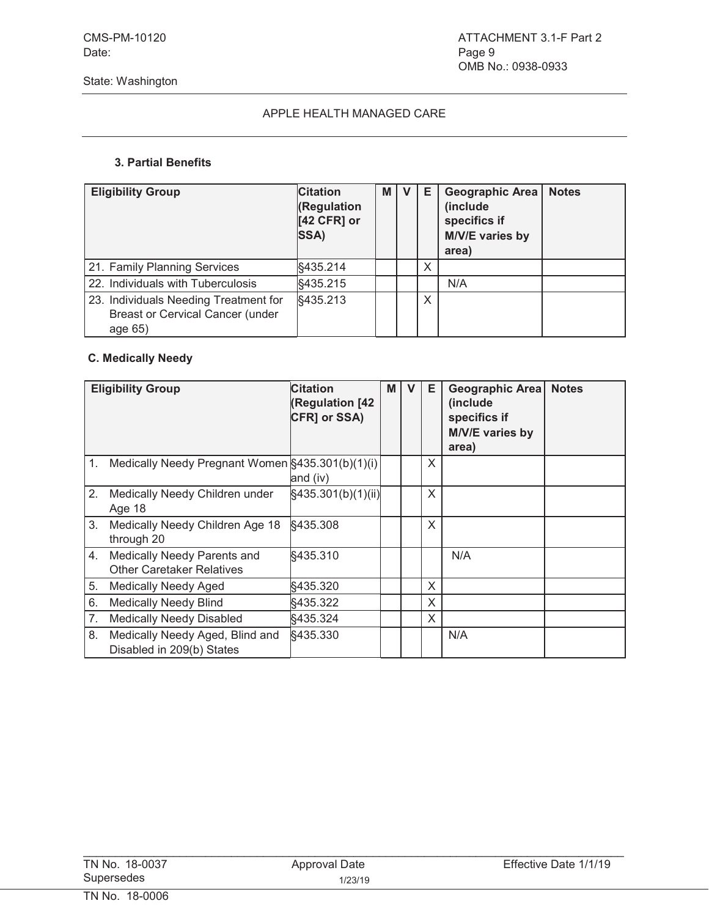CMS-PM-10120
Date:

State: Washington

ATTACHMENT 3.1-F Part 2
Page 9
OMB No.: 0938-0933

APPLE HEALTH MANAGED CARE

**3. Partial Benefits**

| Eligibility Group | Citation (Regulation [42 CFR] or SSA) | M | V | E | Geographic Area (include specifics if M/V/E varies by area) | Notes |
|---|---|---|---|---|---|---|
| 21. Family Planning Services | §435.214 | | | X | | |
| 22. Individuals with Tuberculosis | §435.215 | | | | N/A | |
| 23. Individuals Needing Treatment for Breast or Cervical Cancer (under age 65) | §435.213 | | | X | | |

**C. Medically Needy**

| Eligibility Group | Citation (Regulation [42 CFR] or SSA) | M | V | E | Geographic Area (include specifics if M/V/E varies by area) | Notes |
|---|---|---|---|---|---|---|
| 1. Medically Needy Pregnant Women | §435.301(b)(1)(i) and (iv) | | | X | | |
| 2. Medically Needy Children under Age 18 | §435.301(b)(1)(ii) | | | X | | |
| 3. Medically Needy Children Age 18 through 20 | §435.308 | | | X | | |
| 4. Medically Needy Parents and Other Caretaker Relatives | §435.310 | | | | N/A | |
| 5. Medically Needy Aged | §435.320 | | | X | | |
| 6. Medically Needy Blind | §435.322 | | | X | | |
| 7. Medically Needy Disabled | §435.324 | | | X | | |
| 8. Medically Needy Aged, Blind and Disabled in 209(b) States | §435.330 | | | | N/A | |

TN No. 18-0037
Supersedes
TN No. 18-0006

Approval Date 1/23/19

Effective Date 1/1/19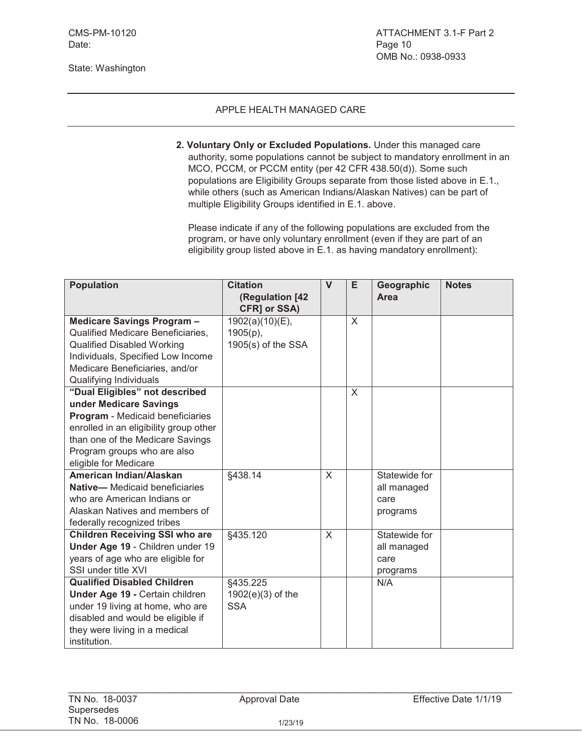State: Washington

APPLE HEALTH MANAGED CARE

**2. Voluntary Only or Excluded Populations.** Under this managed care authority, some populations cannot be subject to mandatory enrollment in an MCO, PCCM, or PCCM entity (per 42 CFR 438.50(d)). Some such populations are Eligibility Groups separate from those listed above in E.1., while others (such as American Indians/Alaskan Natives) can be part of multiple Eligibility Groups identified in E.1. above.

Please indicate if any of the following populations are excluded from the program, or have only voluntary enrollment (even if they are part of an eligibility group listed above in E.1. as having mandatory enrollment):

| Population | Citation (Regulation [42 CFR] or SSA) | V | E | Geographic Area | Notes |
|---|---|---|---|---|---|
| **Medicare Savings Program –** Qualified Medicare Beneficiaries, Qualified Disabled Working Individuals, Specified Low Income Medicare Beneficiaries, and/or Qualifying Individuals | 1902(a)(10)(E), 1905(p), 1905(s) of the SSA | | X | | |
| **"Dual Eligibles" not described under Medicare Savings Program** - Medicaid beneficiaries enrolled in an eligibility group other than one of the Medicare Savings Program groups who are also eligible for Medicare | | | X | | |
| **American Indian/Alaskan Native—** Medicaid beneficiaries who are American Indians or Alaskan Natives and members of federally recognized tribes | §438.14 | X | | Statewide for all managed care programs | |
| **Children Receiving SSI who are Under Age 19** - Children under 19 years of age who are eligible for SSI under title XVI | §435.120 | X | | Statewide for all managed care programs | |
| **Qualified Disabled Children Under Age 19 -** Certain children under 19 living at home, who are disabled and would be eligible if they were living in a medical institution. | §435.225 1902(e)(3) of the SSA | | | N/A | |

TN No. 18-0037 Supersedes TN No. 18-0006 | Approval Date 1/23/19 | Effective Date 1/1/19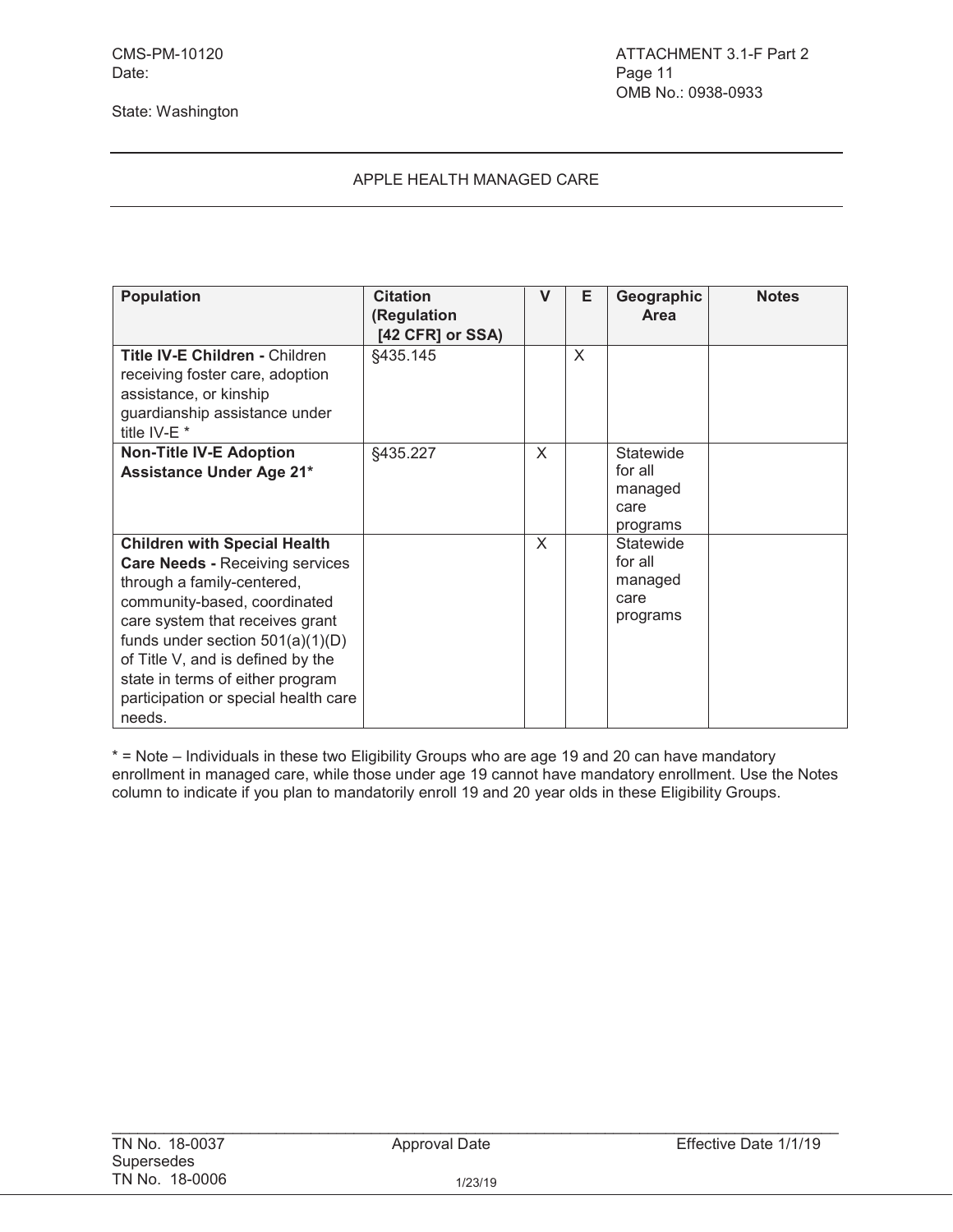CMS-PM-10120
Date:

State: Washington

ATTACHMENT 3.1-F Part 2
Page 11
OMB No.: 0938-0933

APPLE HEALTH MANAGED CARE

| Population | Citation (Regulation [42 CFR] or SSA) | V | E | Geographic Area | Notes |
|---|---|---|---|---|---|
| **Title IV-E Children -** Children receiving foster care, adoption assistance, or kinship guardianship assistance under title IV-E * | §435.145 | | X | | |
| **Non-Title IV-E Adoption Assistance Under Age 21*** | §435.227 | X | | Statewide for all managed care programs | |
| **Children with Special Health Care Needs -** Receiving services through a family-centered, community-based, coordinated care system that receives grant funds under section 501(a)(1)(D) of Title V, and is defined by the state in terms of either program participation or special health care needs. | | X | | Statewide for all managed care programs | |

* = Note – Individuals in these two Eligibility Groups who are age 19 and 20 can have mandatory enrollment in managed care, while those under age 19 cannot have mandatory enrollment. Use the Notes column to indicate if you plan to mandatorily enroll 19 and 20 year olds in these Eligibility Groups.

TN No. 18-0037
Supersedes
TN No. 18-0006

Approval Date 1/23/19

Effective Date 1/1/19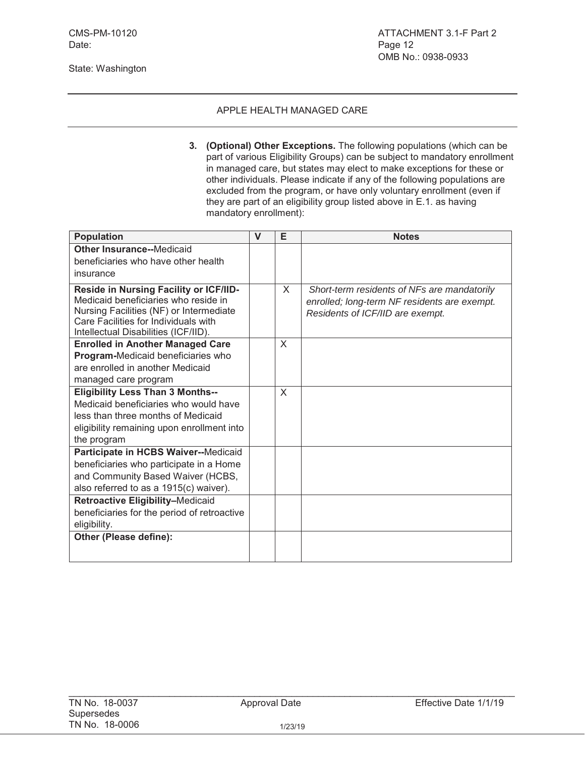CMS-PM-10120
Date:

State: Washington

ATTACHMENT 3.1-F Part 2
Page 12
OMB No.: 0938-0933

APPLE HEALTH MANAGED CARE

3. **(Optional) Other Exceptions.** The following populations (which can be part of various Eligibility Groups) can be subject to mandatory enrollment in managed care, but states may elect to make exceptions for these or other individuals. Please indicate if any of the following populations are excluded from the program, or have only voluntary enrollment (even if they are part of an eligibility group listed above in E.1. as having mandatory enrollment):

| Population | V | E | Notes |
|---|---|---|---|
| **Other Insurance--**Medicaid beneficiaries who have other health insurance | | | |
| **Reside in Nursing Facility or ICF/IID-** Medicaid beneficiaries who reside in Nursing Facilities (NF) or Intermediate Care Facilities for Individuals with Intellectual Disabilities (ICF/IID). | | X | *Short-term residents of NFs are mandatorily enrolled; long-term NF residents are exempt. Residents of ICF/IID are exempt.* |
| **Enrolled in Another Managed Care Program-**Medicaid beneficiaries who are enrolled in another Medicaid managed care program | | X | |
| **Eligibility Less Than 3 Months--** Medicaid beneficiaries who would have less than three months of Medicaid eligibility remaining upon enrollment into the program | | X | |
| **Participate in HCBS Waiver--**Medicaid beneficiaries who participate in a Home and Community Based Waiver (HCBS, also referred to as a 1915(c) waiver). | | | |
| **Retroactive Eligibility–**Medicaid beneficiaries for the period of retroactive eligibility. | | | |
| **Other (Please define):** | | | |

TN No. 18-0037
Supersedes
TN No. 18-0006

Approval Date 1/23/19

Effective Date 1/1/19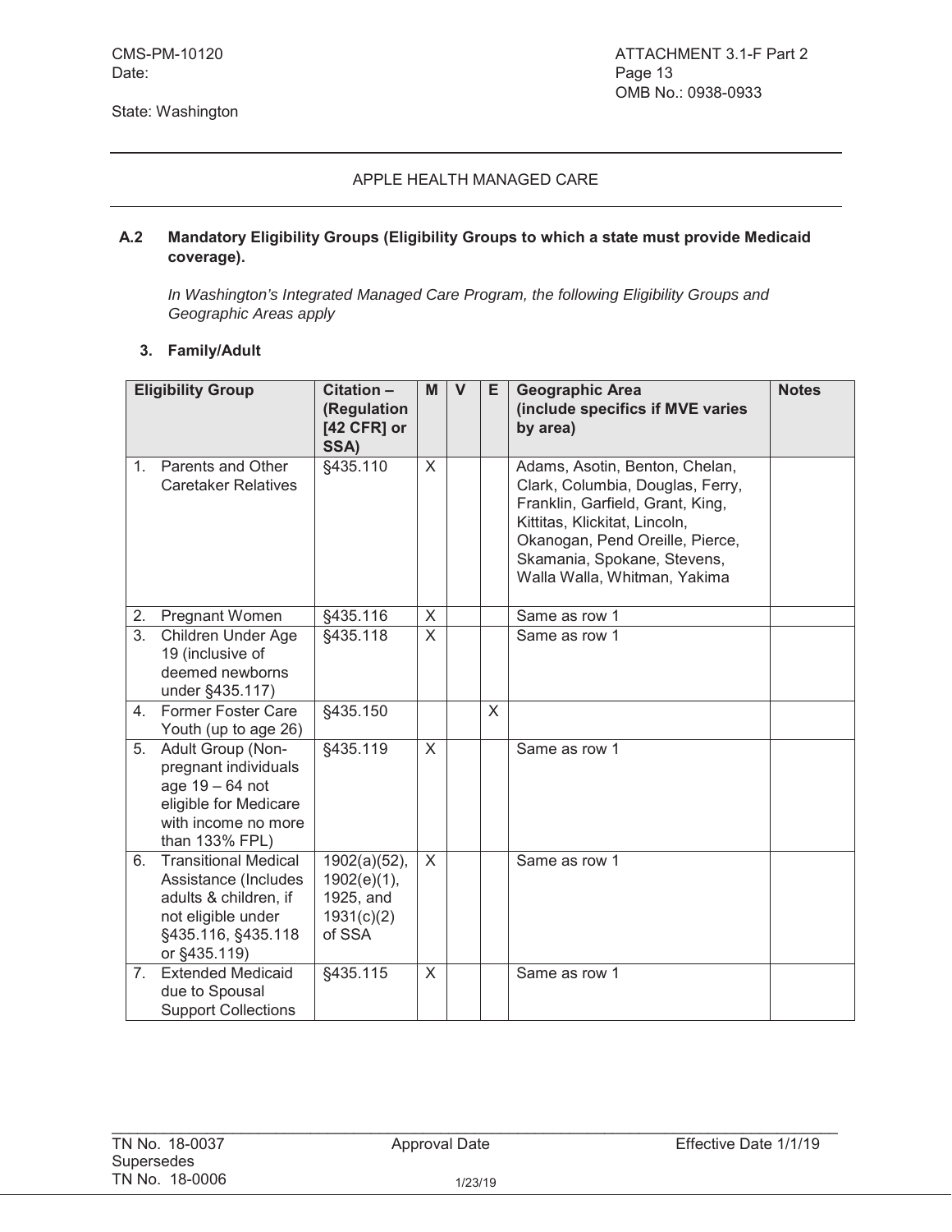CMS-PM-10120
Date:

State: Washington

ATTACHMENT 3.1-F Part 2
Page 13
OMB No.: 0938-0933

APPLE HEALTH MANAGED CARE

**A.2 Mandatory Eligibility Groups (Eligibility Groups to which a state must provide Medicaid coverage).**

*In Washington's Integrated Managed Care Program, the following Eligibility Groups and Geographic Areas apply*

**3. Family/Adult**

| Eligibility Group | Citation – (Regulation [42 CFR] or SSA) | M | V | E | Geographic Area (include specifics if MVE varies by area) | Notes |
|---|---|---|---|---|---|---|
| 1. Parents and Other Caretaker Relatives | §435.110 | X | | | Adams, Asotin, Benton, Chelan, Clark, Columbia, Douglas, Ferry, Franklin, Garfield, Grant, King, Kittitas, Klickitat, Lincoln, Okanogan, Pend Oreille, Pierce, Skamania, Spokane, Stevens, Walla Walla, Whitman, Yakima | |
| 2. Pregnant Women | §435.116 | X | | | Same as row 1 | |
| 3. Children Under Age 19 (inclusive of deemed newborns under §435.117) | §435.118 | X | | | Same as row 1 | |
| 4. Former Foster Care Youth (up to age 26) | §435.150 | | | X | | |
| 5. Adult Group (Non-pregnant individuals age 19 – 64 not eligible for Medicare with income no more than 133% FPL) | §435.119 | X | | | Same as row 1 | |
| 6. Transitional Medical Assistance (Includes adults & children, if not eligible under §435.116, §435.118 or §435.119) | 1902(a)(52), 1902(e)(1), 1925, and 1931(c)(2) of SSA | X | | | Same as row 1 | |
| 7. Extended Medicaid due to Spousal Support Collections | §435.115 | X | | | Same as row 1 | |

TN No. 18-0037
Supersedes
TN No. 18-0006

Approval Date 1/23/19

Effective Date 1/1/19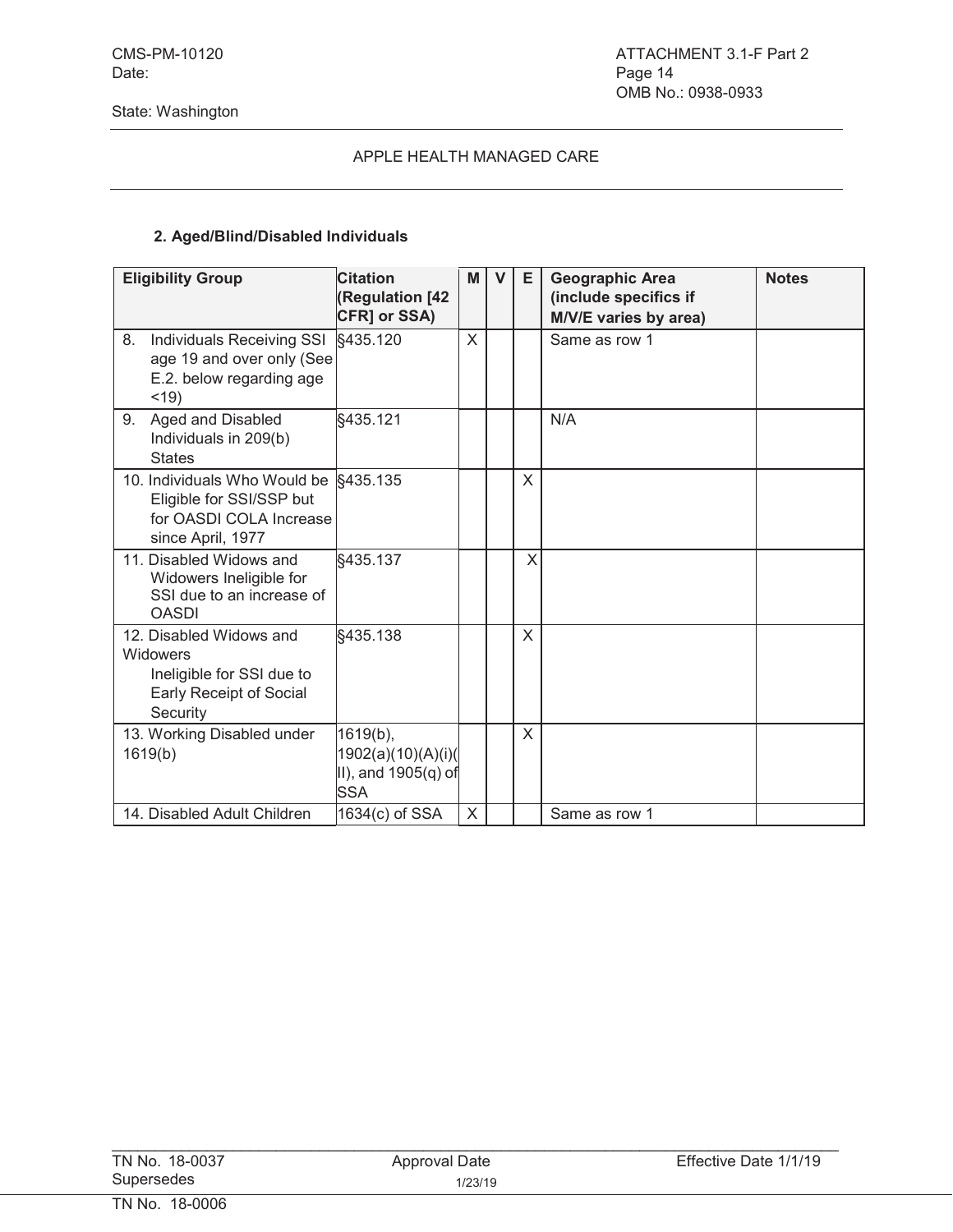CMS-PM-10120
Date:

ATTACHMENT 3.1-F Part 2
Page 14
OMB No.: 0938-0933

State: Washington

APPLE HEALTH MANAGED CARE

**2. Aged/Blind/Disabled Individuals**

| Eligibility Group | Citation (Regulation [42 CFR] or SSA) | M | V | E | Geographic Area (include specifics if M/V/E varies by area) | Notes |
|---|---|---|---|---|---|---|
| 8. Individuals Receiving SSI age 19 and over only (See E.2. below regarding age <19) | §435.120 | X | | | Same as row 1 | |
| 9. Aged and Disabled Individuals in 209(b) States | §435.121 | | | | N/A | |
| 10. Individuals Who Would be Eligible for SSI/SSP but for OASDI COLA Increase since April, 1977 | §435.135 | | | X | | |
| 11. Disabled Widows and Widowers Ineligible for SSI due to an increase of OASDI | §435.137 | | | X | | |
| 12. Disabled Widows and Widowers Ineligible for SSI due to Early Receipt of Social Security | §435.138 | | | X | | |
| 13. Working Disabled under 1619(b) | 1619(b), 1902(a)(10)(A)(i)(II), and 1905(q) of SSA | | | X | | |
| 14. Disabled Adult Children | 1634(c) of SSA | X | | | Same as row 1 | |

TN No. 18-0037
Supersedes
TN No. 18-0006

Approval Date 1/23/19

Effective Date 1/1/19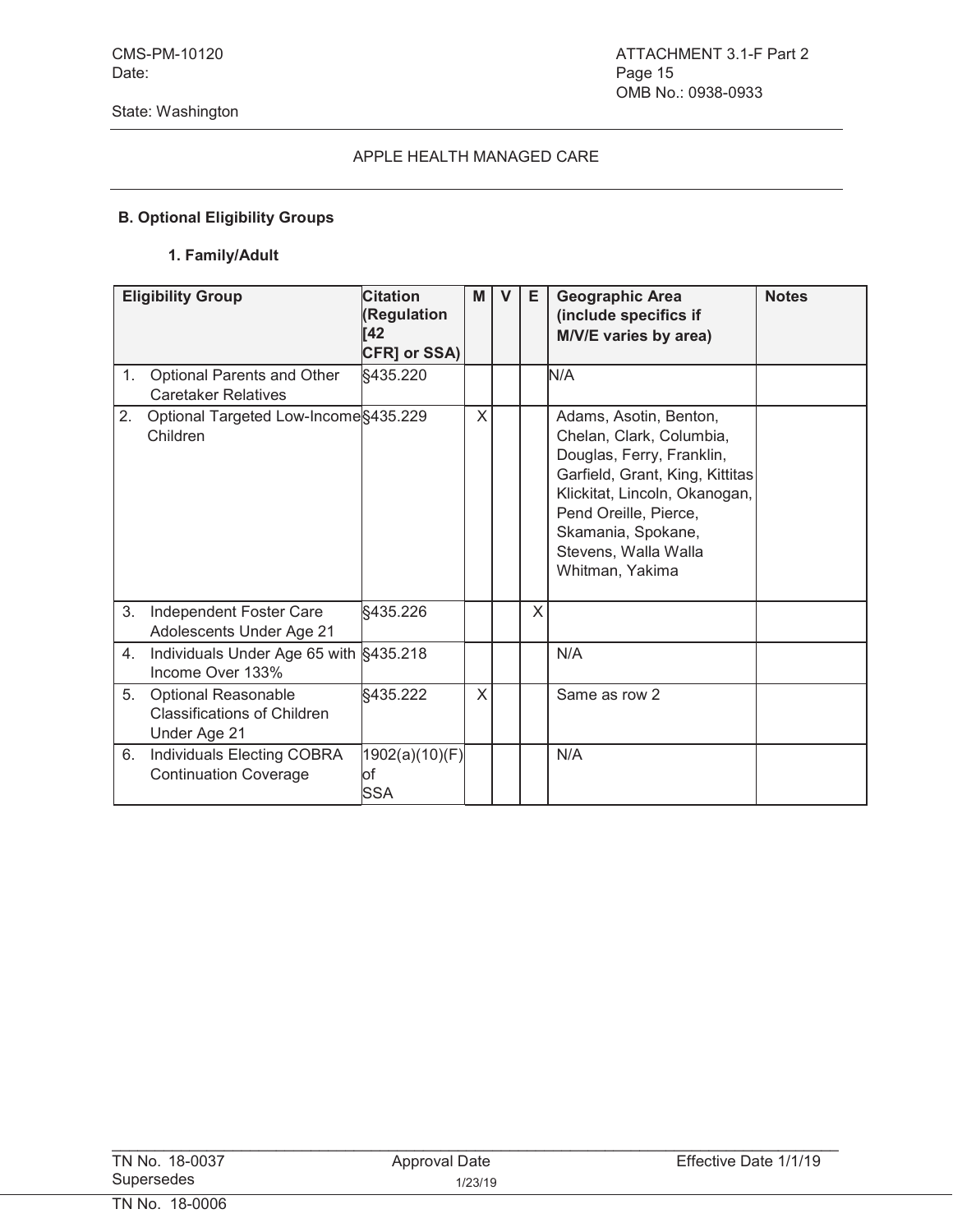CMS-PM-10120
Date:

State: Washington

ATTACHMENT 3.1-F Part 2
Page 15
OMB No.: 0938-0933

APPLE HEALTH MANAGED CARE

**B. Optional Eligibility Groups**

**1. Family/Adult**

| Eligibility Group | Citation (Regulation [42 CFR] or SSA) | M | V | E | Geographic Area (include specifics if M/V/E varies by area) | Notes |
|---|---|---|---|---|---|---|
| 1. Optional Parents and Other Caretaker Relatives | §435.220 | | | | N/A | |
| 2. Optional Targeted Low-Income Children | §435.229 | X | | | Adams, Asotin, Benton, Chelan, Clark, Columbia, Douglas, Ferry, Franklin, Garfield, Grant, King, Kittitas Klickitat, Lincoln, Okanogan, Pend Oreille, Pierce, Skamania, Spokane, Stevens, Walla Walla Whitman, Yakima | |
| 3. Independent Foster Care Adolescents Under Age 21 | §435.226 | | | X | | |
| 4. Individuals Under Age 65 with Income Over 133% | §435.218 | | | | N/A | |
| 5. Optional Reasonable Classifications of Children Under Age 21 | §435.222 | X | | | Same as row 2 | |
| 6. Individuals Electing COBRA Continuation Coverage | 1902(a)(10)(F) of SSA | | | | N/A | |

TN No. 18-0037
Supersedes
TN No. 18-0006

Approval Date 1/23/19

Effective Date 1/1/19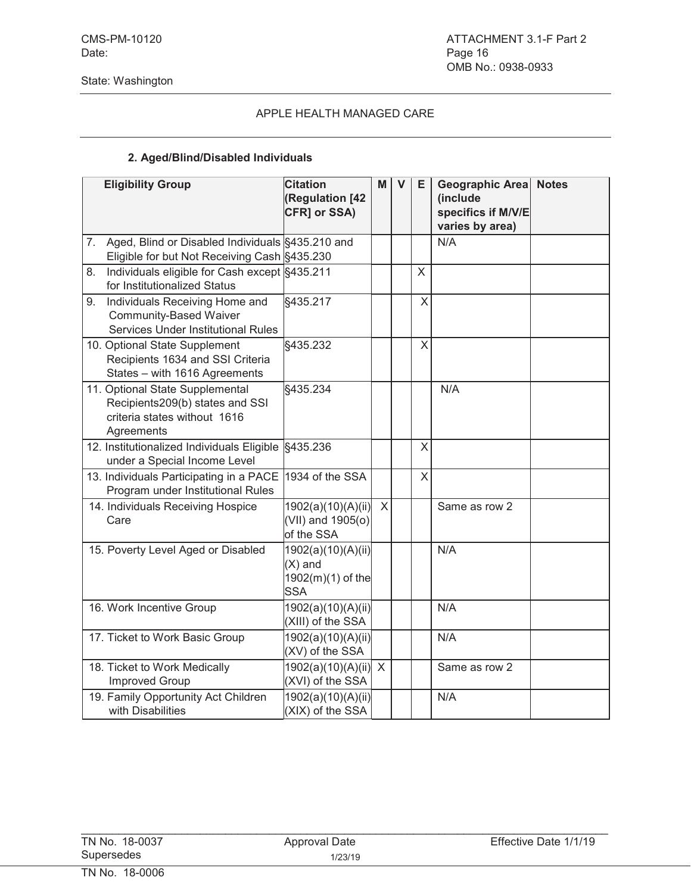CMS-PM-10120
Date:

State: Washington

ATTACHMENT 3.1-F Part 2
Page 16
OMB No.: 0938-0933

APPLE HEALTH MANAGED CARE

**2. Aged/Blind/Disabled Individuals**

| Eligibility Group | Citation (Regulation [42 CFR] or SSA) | M | V | E | Geographic Area (include specifics if M/V/E varies by area) | Notes |
|---|---|---|---|---|---|---|
| 7. Aged, Blind or Disabled Individuals Eligible for but Not Receiving Cash | §435.210 and §435.230 | | | | N/A | |
| 8. Individuals eligible for Cash except for Institutionalized Status | §435.211 | | | X | | |
| 9. Individuals Receiving Home and Community-Based Waiver Services Under Institutional Rules | §435.217 | | | X | | |
| 10. Optional State Supplement Recipients 1634 and SSI Criteria States – with 1616 Agreements | §435.232 | | | X | | |
| 11. Optional State Supplemental Recipients209(b) states and SSI criteria states without 1616 Agreements | §435.234 | | | | N/A | |
| 12. Institutionalized Individuals Eligible under a Special Income Level | §435.236 | | | X | | |
| 13. Individuals Participating in a PACE Program under Institutional Rules | 1934 of the SSA | | | X | | |
| 14. Individuals Receiving Hospice Care | 1902(a)(10)(A)(ii)(VII) and 1905(o) of the SSA | X | | | Same as row 2 | |
| 15. Poverty Level Aged or Disabled | 1902(a)(10)(A)(ii)(X) and 1902(m)(1) of the SSA | | | | N/A | |
| 16. Work Incentive Group | 1902(a)(10)(A)(ii)(XIII) of the SSA | | | | N/A | |
| 17. Ticket to Work Basic Group | 1902(a)(10)(A)(ii)(XV) of the SSA | | | | N/A | |
| 18. Ticket to Work Medically Improved Group | 1902(a)(10)(A)(ii)(XVI) of the SSA | X | | | Same as row 2 | |
| 19. Family Opportunity Act Children with Disabilities | 1902(a)(10)(A)(ii)(XIX) of the SSA | | | | N/A | |

TN No. 18-0037
Supersedes
TN No. 18-0006

Approval Date 1/23/19

Effective Date 1/1/19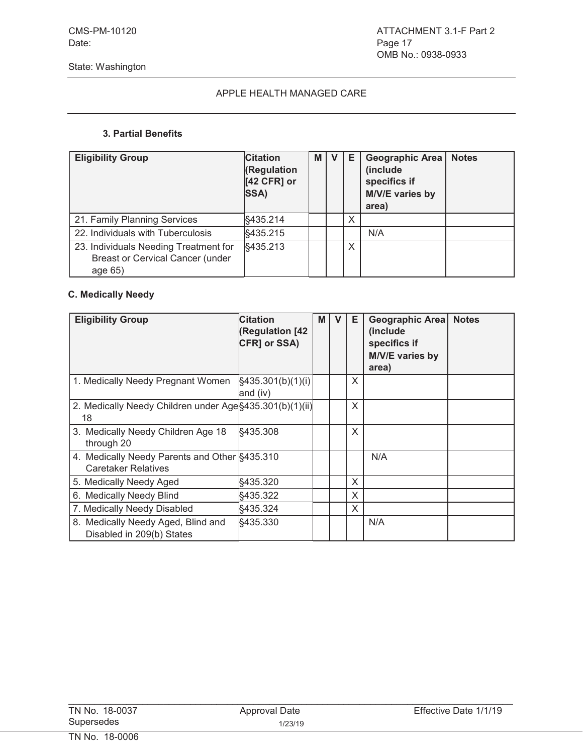APPLE HEALTH MANAGED CARE

### 3. Partial Benefits

| Eligibility Group | Citation (Regulation [42 CFR] or SSA) | M | V | E | Geographic Area (include specifics if M/V/E varies by area) | Notes |
|---|---|---|---|---|---|---|
| 21. Family Planning Services | §435.214 | | | X | | |
| 22. Individuals with Tuberculosis | §435.215 | | | | N/A | |
| 23. Individuals Needing Treatment for Breast or Cervical Cancer (under age 65) | §435.213 | | | X | | |

### C. Medically Needy

| Eligibility Group | Citation (Regulation [42 CFR] or SSA) | M | V | E | Geographic Area (include specifics if M/V/E varies by area) | Notes |
|---|---|---|---|---|---|---|
| 1. Medically Needy Pregnant Women | §435.301(b)(1)(i) and (iv) | | | X | | |
| 2. Medically Needy Children under Age 18 | §435.301(b)(1)(ii) | | | X | | |
| 3. Medically Needy Children Age 18 through 20 | §435.308 | | | X | | |
| 4. Medically Needy Parents and Other Caretaker Relatives | §435.310 | | | | N/A | |
| 5. Medically Needy Aged | §435.320 | | | X | | |
| 6. Medically Needy Blind | §435.322 | | | X | | |
| 7. Medically Needy Disabled | §435.324 | | | X | | |
| 8. Medically Needy Aged, Blind and Disabled in 209(b) States | §435.330 | | | | N/A | |

TN No. 18-0037 Approval Date 1/23/19 Effective Date 1/1/19
Supersedes
TN No. 18-0006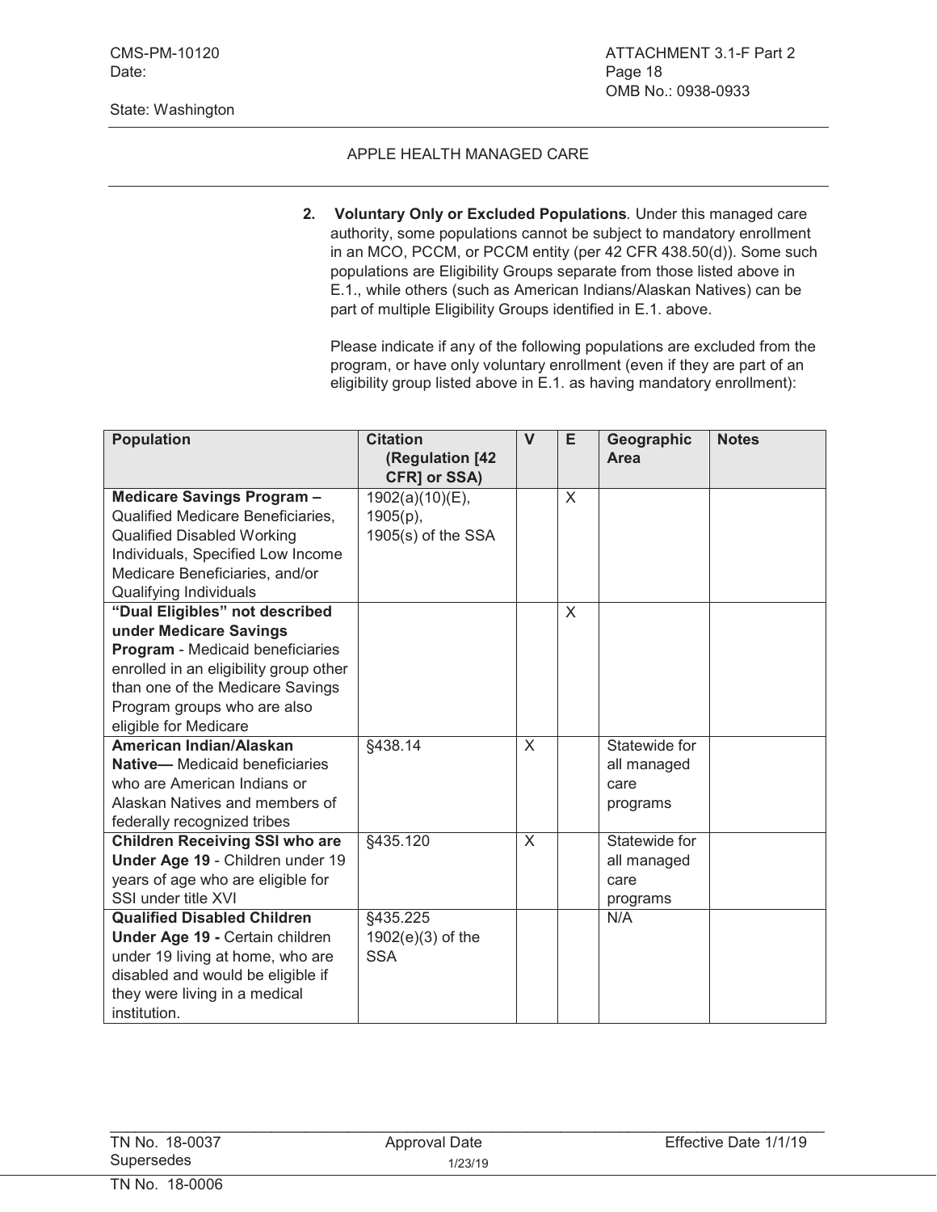APPLE HEALTH MANAGED CARE

2. **Voluntary Only or Excluded Populations***.* Under this managed care authority, some populations cannot be subject to mandatory enrollment in an MCO, PCCM, or PCCM entity (per 42 CFR 438.50(d)). Some such populations are Eligibility Groups separate from those listed above in E.1., while others (such as American Indians/Alaskan Natives) can be part of multiple Eligibility Groups identified in E.1. above.

   Please indicate if any of the following populations are excluded from the program, or have only voluntary enrollment (even if they are part of an eligibility group listed above in E.1. as having mandatory enrollment):

| Population | Citation (Regulation [42 CFR] or SSA) | V | E | Geographic Area | Notes |
|---|---|---|---|---|---|
| **Medicare Savings Program –** Qualified Medicare Beneficiaries, Qualified Disabled Working Individuals, Specified Low Income Medicare Beneficiaries, and/or Qualifying Individuals | 1902(a)(10)(E), 1905(p), 1905(s) of the SSA | | X | | |
| **"Dual Eligibles" not described under Medicare Savings Program** - Medicaid beneficiaries enrolled in an eligibility group other than one of the Medicare Savings Program groups who are also eligible for Medicare | | | X | | |
| **American Indian/Alaskan Native—** Medicaid beneficiaries who are American Indians or Alaskan Natives and members of federally recognized tribes | §438.14 | X | | Statewide for all managed care programs | |
| **Children Receiving SSI who are Under Age 19** - Children under 19 years of age who are eligible for SSI under title XVI | §435.120 | X | | Statewide for all managed care programs | |
| **Qualified Disabled Children Under Age 19 -** Certain children under 19 living at home, who are disabled and would be eligible if they were living in a medical institution. | §435.225 1902(e)(3) of the SSA | | | N/A | |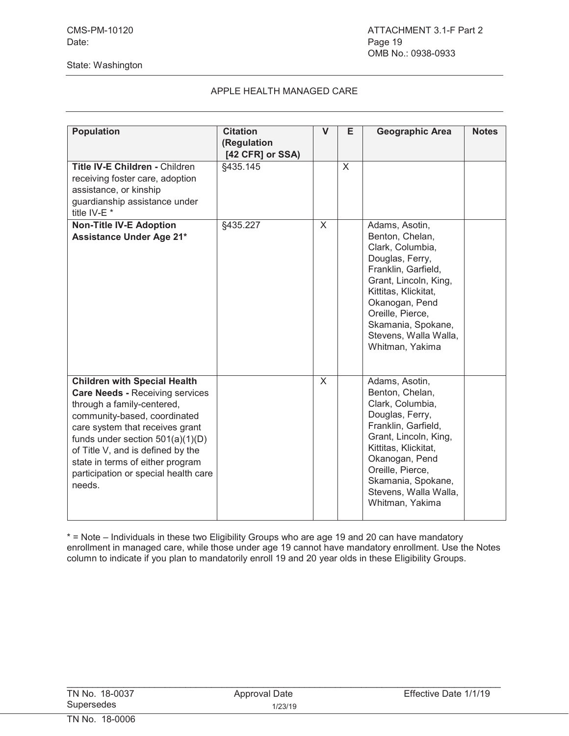## APPLE HEALTH MANAGED CARE

| Population | Citation (Regulation [42 CFR] or SSA) | V | E | Geographic Area | Notes |
|---|---|---|---|---|---|
| **Title IV-E Children -** Children receiving foster care, adoption assistance, or kinship guardianship assistance under title IV-E * | §435.145 | | X | | |
| **Non-Title IV-E Adoption Assistance Under Age 21*** | §435.227 | X | | Adams, Asotin, Benton, Chelan, Clark, Columbia, Douglas, Ferry, Franklin, Garfield, Grant, Lincoln, King, Kittitas, Klickitat, Okanogan, Pend Oreille, Pierce, Skamania, Spokane, Stevens, Walla Walla, Whitman, Yakima | |
| **Children with Special Health Care Needs -** Receiving services through a family-centered, community-based, coordinated care system that receives grant funds under section 501(a)(1)(D) of Title V, and is defined by the state in terms of either program participation or special health care needs. | | X | | Adams, Asotin, Benton, Chelan, Clark, Columbia, Douglas, Ferry, Franklin, Garfield, Grant, Lincoln, King, Kittitas, Klickitat, Okanogan, Pend Oreille, Pierce, Skamania, Spokane, Stevens, Walla Walla, Whitman, Yakima | |

* = Note – Individuals in these two Eligibility Groups who are age 19 and 20 can have mandatory enrollment in managed care, while those under age 19 cannot have mandatory enrollment. Use the Notes column to indicate if you plan to mandatorily enroll 19 and 20 year olds in these Eligibility Groups.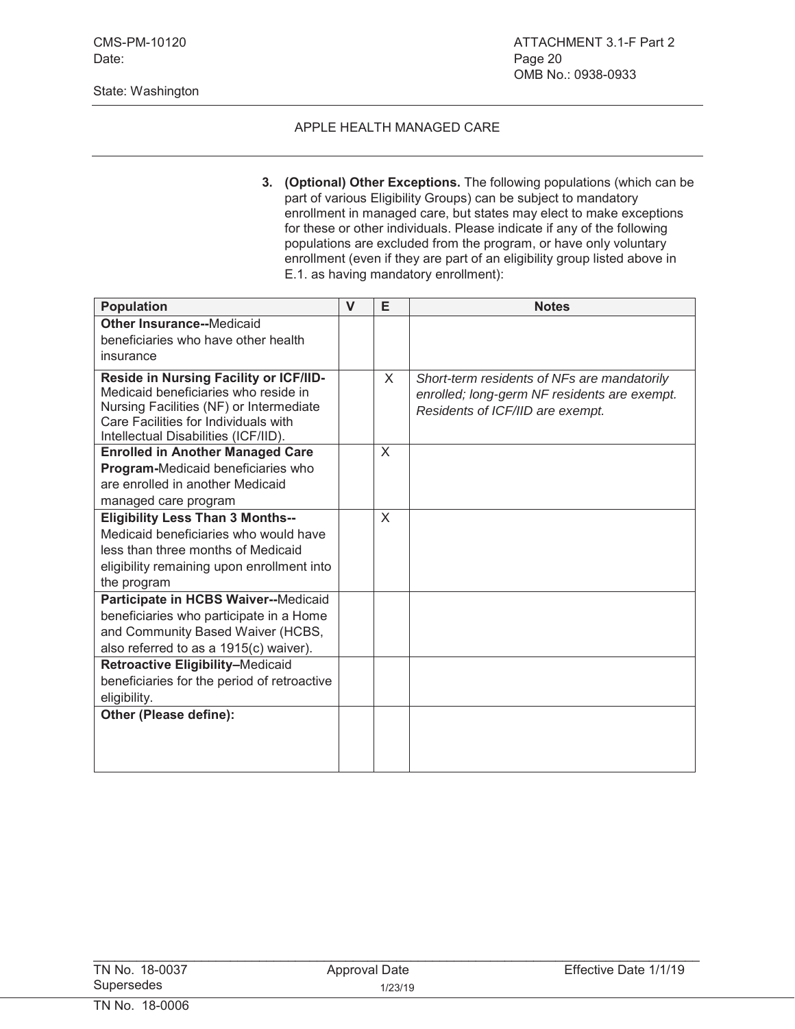CMS-PM-10120
Date:

State: Washington

ATTACHMENT 3.1-F Part 2
Page 20
OMB No.: 0938-0933

APPLE HEALTH MANAGED CARE

3. **(Optional) Other Exceptions.** The following populations (which can be part of various Eligibility Groups) can be subject to mandatory enrollment in managed care, but states may elect to make exceptions for these or other individuals. Please indicate if any of the following populations are excluded from the program, or have only voluntary enrollment (even if they are part of an eligibility group listed above in E.1. as having mandatory enrollment):

| Population | V | E | Notes |
|---|---|---|---|
| **Other Insurance--**Medicaid beneficiaries who have other health insurance | | | |
| **Reside in Nursing Facility or ICF/IID-** Medicaid beneficiaries who reside in Nursing Facilities (NF) or Intermediate Care Facilities for Individuals with Intellectual Disabilities (ICF/IID). | | X | *Short-term residents of NFs are mandatorily enrolled; long-germ NF residents are exempt. Residents of ICF/IID are exempt.* |
| **Enrolled in Another Managed Care Program-**Medicaid beneficiaries who are enrolled in another Medicaid managed care program | | X | |
| **Eligibility Less Than 3 Months--** Medicaid beneficiaries who would have less than three months of Medicaid eligibility remaining upon enrollment into the program | | X | |
| **Participate in HCBS Waiver--**Medicaid beneficiaries who participate in a Home and Community Based Waiver (HCBS, also referred to as a 1915(c) waiver). | | | |
| **Retroactive Eligibility–**Medicaid beneficiaries for the period of retroactive eligibility. | | | |
| **Other (Please define):** | | | |

TN No. 18-0037 Approval Date 1/23/19 Effective Date 1/1/19
Supersedes
TN No. 18-0006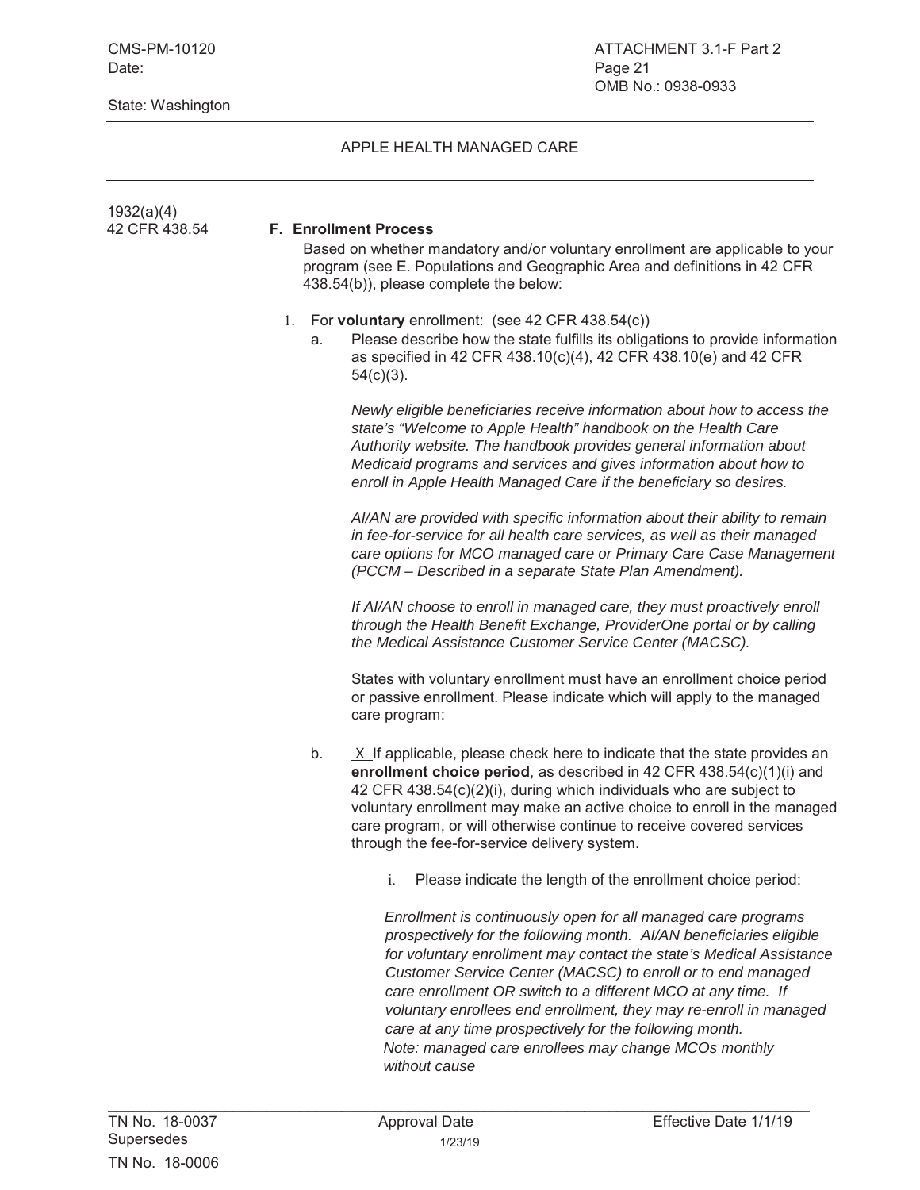1932(a)(4)
42 CFR 438.54

**F. Enrollment Process**

Based on whether mandatory and/or voluntary enrollment are applicable to your program (see E. Populations and Geographic Area and definitions in 42 CFR 438.54(b)), please complete the below:

1. For **voluntary** enrollment: (see 42 CFR 438.54(c))
   a. Please describe how the state fulfills its obligations to provide information as specified in 42 CFR 438.10(c)(4), 42 CFR 438.10(e) and 42 CFR 54(c)(3).

      *Newly eligible beneficiaries receive information about how to access the state's "Welcome to Apple Health" handbook on the Health Care Authority website. The handbook provides general information about Medicaid programs and services and gives information about how to enroll in Apple Health Managed Care if the beneficiary so desires.*

      *AI/AN are provided with specific information about their ability to remain in fee-for-service for all health care services, as well as their managed care options for MCO managed care or Primary Care Case Management (PCCM – Described in a separate State Plan Amendment).*

      *If AI/AN choose to enroll in managed care, they must proactively enroll through the Health Benefit Exchange, ProviderOne portal or by calling the Medical Assistance Customer Service Center (MACSC).*

      States with voluntary enrollment must have an enrollment choice period or passive enrollment. Please indicate which will apply to the managed care program:

   b. _X_ If applicable, please check here to indicate that the state provides an **enrollment choice period**, as described in 42 CFR 438.54(c)(1)(i) and 42 CFR 438.54(c)(2)(i), during which individuals who are subject to voluntary enrollment may make an active choice to enroll in the managed care program, or will otherwise continue to receive covered services through the fee-for-service delivery system.

      i. Please indicate the length of the enrollment choice period:

         *Enrollment is continuously open for all managed care programs prospectively for the following month. AI/AN beneficiaries eligible for voluntary enrollment may contact the state's Medical Assistance Customer Service Center (MACSC) to enroll or to end managed care enrollment OR switch to a different MCO at any time. If voluntary enrollees end enrollment, they may re-enroll in managed care at any time prospectively for the following month.*
         *Note: managed care enrollees may change MCOs monthly without cause*

TN No. 18-0037 Supersedes TN No. 18-0006 | Approval Date 1/23/19 | Effective Date 1/1/19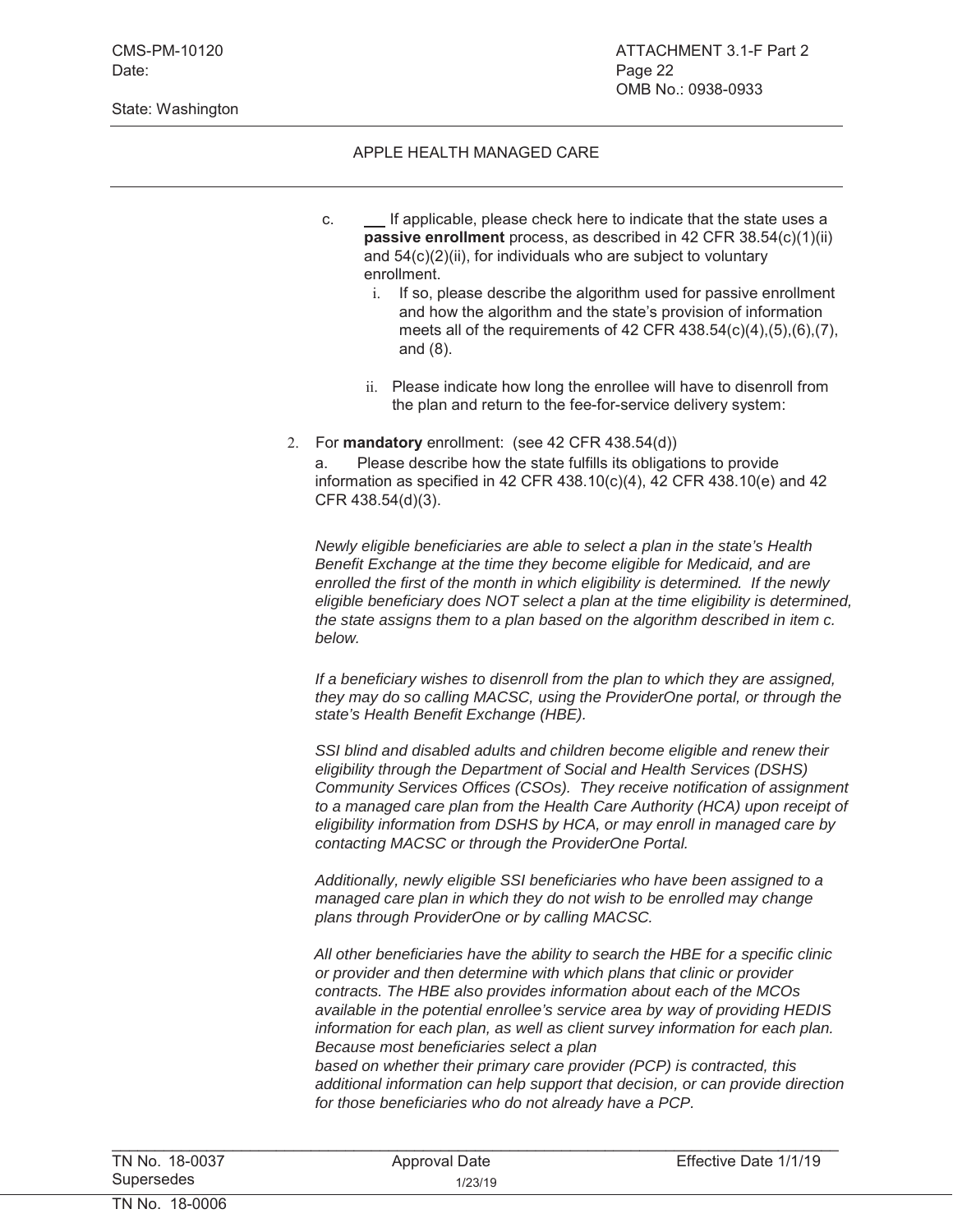State: Washington

APPLE HEALTH MANAGED CARE

c. ___ If applicable, please check here to indicate that the state uses a **passive enrollment** process, as described in 42 CFR 38.54(c)(1)(ii) and 54(c)(2)(ii), for individuals who are subject to voluntary enrollment.

   i. If so, please describe the algorithm used for passive enrollment and how the algorithm and the state's provision of information meets all of the requirements of 42 CFR 438.54(c)(4),(5),(6),(7), and (8).

   ii. Please indicate how long the enrollee will have to disenroll from the plan and return to the fee-for-service delivery system:

2. For **mandatory** enrollment: (see 42 CFR 438.54(d))

   a. Please describe how the state fulfills its obligations to provide information as specified in 42 CFR 438.10(c)(4), 42 CFR 438.10(e) and 42 CFR 438.54(d)(3).

   *Newly eligible beneficiaries are able to select a plan in the state's Health Benefit Exchange at the time they become eligible for Medicaid, and are enrolled the first of the month in which eligibility is determined. If the newly eligible beneficiary does NOT select a plan at the time eligibility is determined, the state assigns them to a plan based on the algorithm described in item c. below.*

   *If a beneficiary wishes to disenroll from the plan to which they are assigned, they may do so calling MACSC, using the ProviderOne portal, or through the state's Health Benefit Exchange (HBE).*

   *SSI blind and disabled adults and children become eligible and renew their eligibility through the Department of Social and Health Services (DSHS) Community Services Offices (CSOs). They receive notification of assignment to a managed care plan from the Health Care Authority (HCA) upon receipt of eligibility information from DSHS by HCA, or may enroll in managed care by contacting MACSC or through the ProviderOne Portal.*

   *Additionally, newly eligible SSI beneficiaries who have been assigned to a managed care plan in which they do not wish to be enrolled may change plans through ProviderOne or by calling MACSC.*

   *All other beneficiaries have the ability to search the HBE for a specific clinic or provider and then determine with which plans that clinic or provider contracts. The HBE also provides information about each of the MCOs available in the potential enrollee's service area by way of providing HEDIS information for each plan, as well as client survey information for each plan. Because most beneficiaries select a plan based on whether their primary care provider (PCP) is contracted, this additional information can help support that decision, or can provide direction for those beneficiaries who do not already have a PCP.*

| TN No. 18-0037 | Approval Date | Effective Date 1/1/19 |
|---|---|---|
| Supersedes | 1/23/19 | |
| TN No. 18-0006 | | |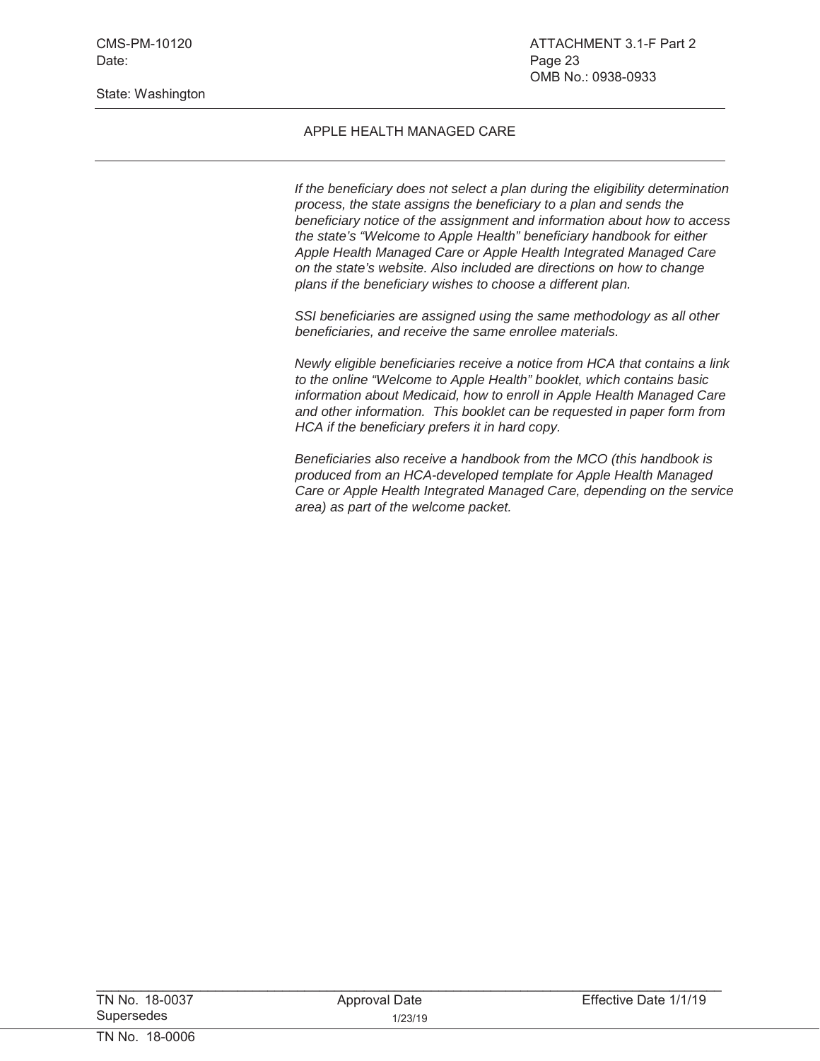APPLE HEALTH MANAGED CARE

*If the beneficiary does not select a plan during the eligibility determination process, the state assigns the beneficiary to a plan and sends the beneficiary notice of the assignment and information about how to access the state's "Welcome to Apple Health" beneficiary handbook for either Apple Health Managed Care or Apple Health Integrated Managed Care on the state's website. Also included are directions on how to change plans if the beneficiary wishes to choose a different plan.*

*SSI beneficiaries are assigned using the same methodology as all other beneficiaries, and receive the same enrollee materials.*

*Newly eligible beneficiaries receive a notice from HCA that contains a link to the online "Welcome to Apple Health" booklet, which contains basic information about Medicaid, how to enroll in Apple Health Managed Care and other information. This booklet can be requested in paper form from HCA if the beneficiary prefers it in hard copy.*

*Beneficiaries also receive a handbook from the MCO (this handbook is produced from an HCA-developed template for Apple Health Managed Care or Apple Health Integrated Managed Care, depending on the service area) as part of the welcome packet.*

TN No. 18-0037 Approval Date 1/23/19 Effective Date 1/1/19
Supersedes
TN No. 18-0006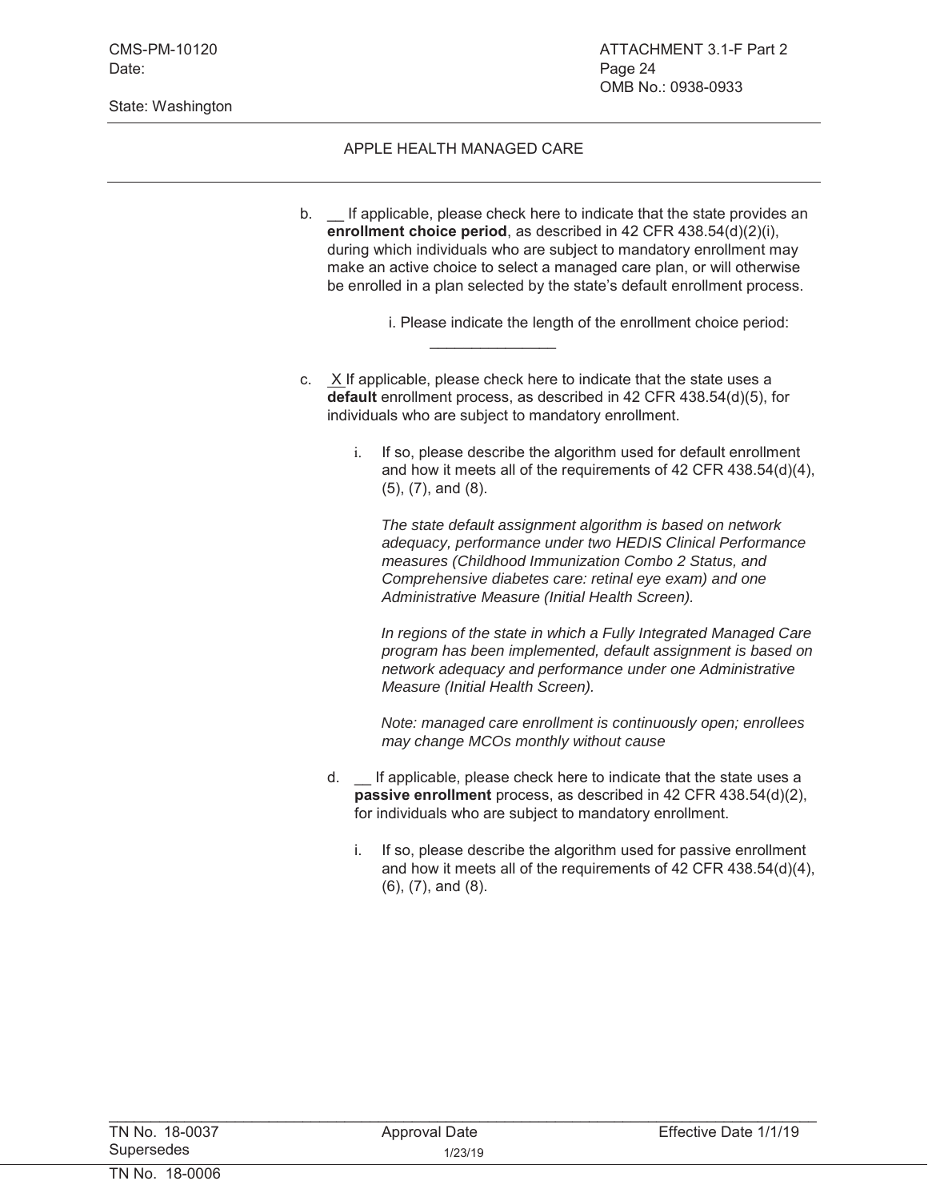APPLE HEALTH MANAGED CARE

b. __ If applicable, please check here to indicate that the state provides an **enrollment choice period**, as described in 42 CFR 438.54(d)(2)(i), during which individuals who are subject to mandatory enrollment may make an active choice to select a managed care plan, or will otherwise be enrolled in a plan selected by the state's default enrollment process.

   i. Please indicate the length of the enrollment choice period: _______________

c. X If applicable, please check here to indicate that the state uses a **default** enrollment process, as described in 42 CFR 438.54(d)(5), for individuals who are subject to mandatory enrollment.

   i. If so, please describe the algorithm used for default enrollment and how it meets all of the requirements of 42 CFR 438.54(d)(4), (5), (7), and (8).

      *The state default assignment algorithm is based on network adequacy, performance under two HEDIS Clinical Performance measures (Childhood Immunization Combo 2 Status, and Comprehensive diabetes care: retinal eye exam) and one Administrative Measure (Initial Health Screen).*

      *In regions of the state in which a Fully Integrated Managed Care program has been implemented, default assignment is based on network adequacy and performance under one Administrative Measure (Initial Health Screen).*

      *Note: managed care enrollment is continuously open; enrollees may change MCOs monthly without cause*

d. __ If applicable, please check here to indicate that the state uses a **passive enrollment** process, as described in 42 CFR 438.54(d)(2), for individuals who are subject to mandatory enrollment.

   i. If so, please describe the algorithm used for passive enrollment and how it meets all of the requirements of 42 CFR 438.54(d)(4), (6), (7), and (8).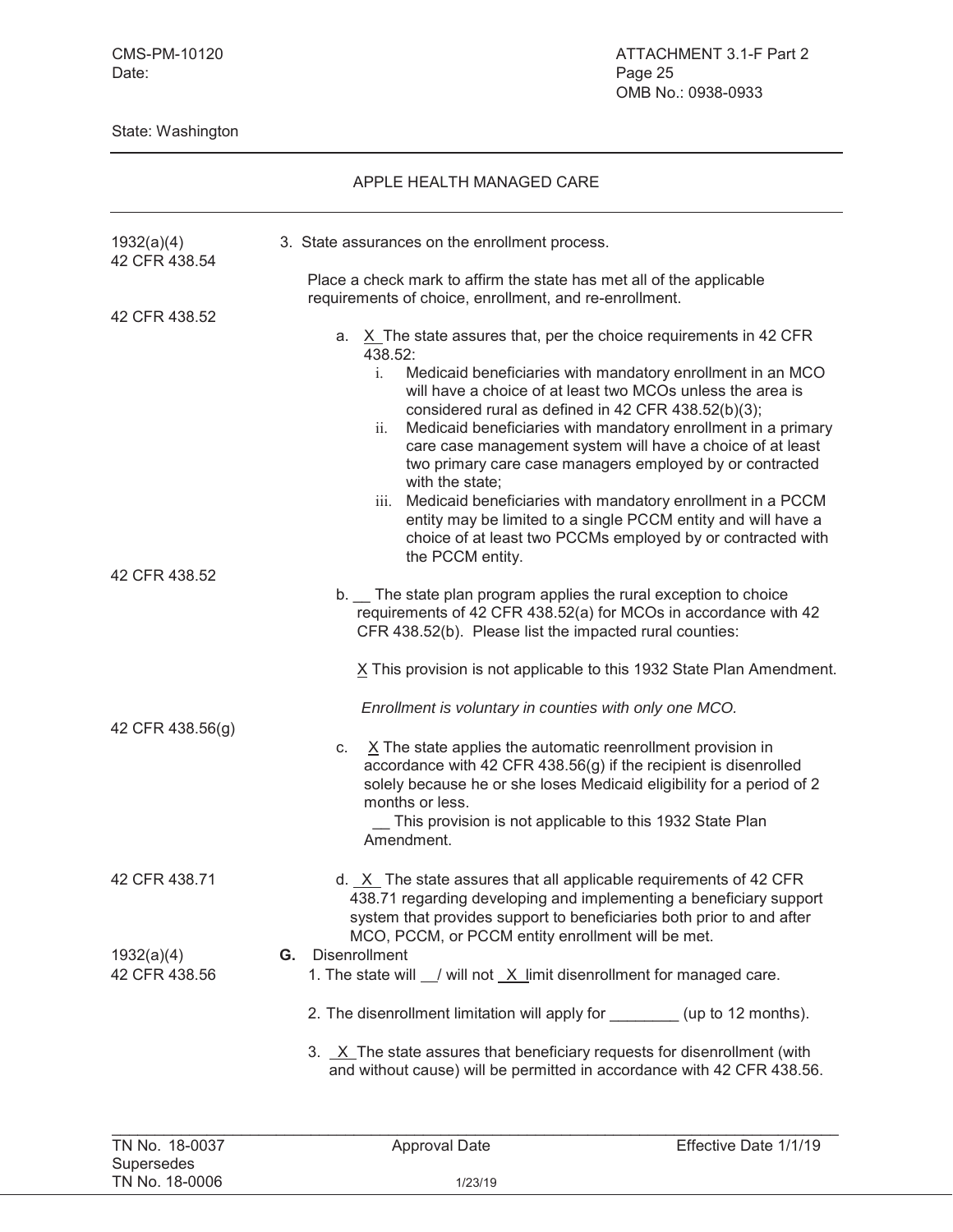State: Washington

APPLE HEALTH MANAGED CARE

1932(a)(4)
42 CFR 438.54

3. State assurances on the enrollment process.

Place a check mark to affirm the state has met all of the applicable requirements of choice, enrollment, and re-enrollment.

42 CFR 438.52

a. X The state assures that, per the choice requirements in 42 CFR 438.52:
   i. Medicaid beneficiaries with mandatory enrollment in an MCO will have a choice of at least two MCOs unless the area is considered rural as defined in 42 CFR 438.52(b)(3);
   ii. Medicaid beneficiaries with mandatory enrollment in a primary care case management system will have a choice of at least two primary care case managers employed by or contracted with the state;
   iii. Medicaid beneficiaries with mandatory enrollment in a PCCM entity may be limited to a single PCCM entity and will have a choice of at least two PCCMs employed by or contracted with the PCCM entity.

42 CFR 438.52

b. __ The state plan program applies the rural exception to choice requirements of 42 CFR 438.52(a) for MCOs in accordance with 42 CFR 438.52(b). Please list the impacted rural counties:

X This provision is not applicable to this 1932 State Plan Amendment.

*Enrollment is voluntary in counties with only one MCO.*

42 CFR 438.56(g)

c. X The state applies the automatic reenrollment provision in accordance with 42 CFR 438.56(g) if the recipient is disenrolled solely because he or she loses Medicaid eligibility for a period of 2 months or less.
   __ This provision is not applicable to this 1932 State Plan Amendment.

42 CFR 438.71

d. X The state assures that all applicable requirements of 42 CFR 438.71 regarding developing and implementing a beneficiary support system that provides support to beneficiaries both prior to and after MCO, PCCM, or PCCM entity enrollment will be met.

1932(a)(4)
42 CFR 438.56

**G.** Disenrollment

1. The state will __/ will not X limit disenrollment for managed care.

2. The disenrollment limitation will apply for ________ (up to 12 months).

3. X The state assures that beneficiary requests for disenrollment (with and without cause) will be permitted in accordance with 42 CFR 438.56.

TN No. 18-0037 Approval Date 1/23/19 Effective Date 1/1/19
Supersedes
TN No. 18-0006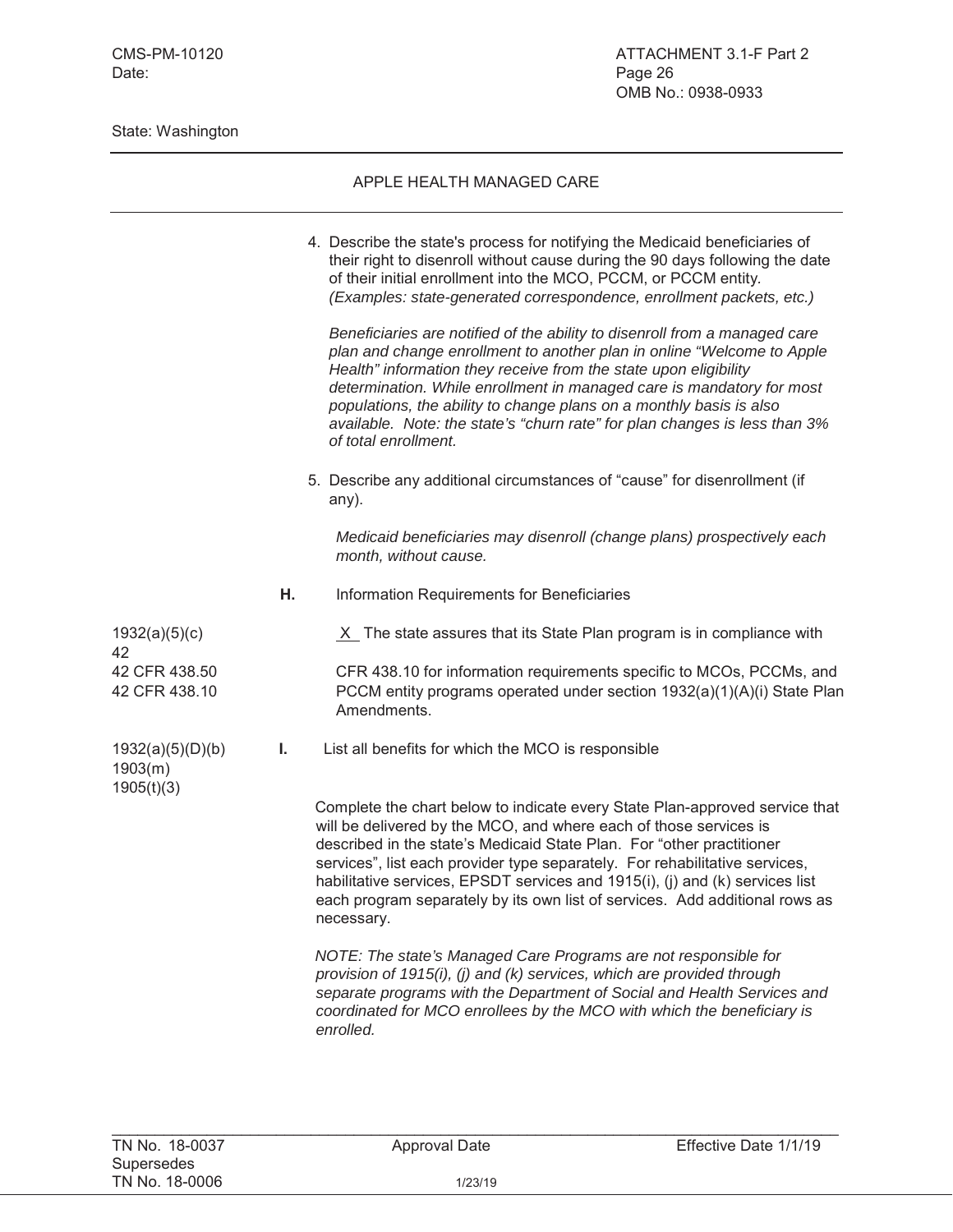State: Washington

APPLE HEALTH MANAGED CARE

4. Describe the state's process for notifying the Medicaid beneficiaries of their right to disenroll without cause during the 90 days following the date of their initial enrollment into the MCO, PCCM, or PCCM entity. *(Examples: state-generated correspondence, enrollment packets, etc.)*

   *Beneficiaries are notified of the ability to disenroll from a managed care plan and change enrollment to another plan in online "Welcome to Apple Health" information they receive from the state upon eligibility determination. While enrollment in managed care is mandatory for most populations, the ability to change plans on a monthly basis is also available. Note: the state's "churn rate" for plan changes is less than 3% of total enrollment.*

5. Describe any additional circumstances of "cause" for disenrollment (if any).

   *Medicaid beneficiaries may disenroll (change plans) prospectively each month, without cause.*

**H.** Information Requirements for Beneficiaries

1932(a)(5)(c)
42 CFR 438.50
42 CFR 438.10

\_X\_ The state assures that its State Plan program is in compliance with 42 CFR 438.10 for information requirements specific to MCOs, PCCMs, and PCCM entity programs operated under section 1932(a)(1)(A)(i) State Plan Amendments.

1932(a)(5)(D)(b)
1903(m)
1905(t)(3)

**I.** List all benefits for which the MCO is responsible

Complete the chart below to indicate every State Plan-approved service that will be delivered by the MCO, and where each of those services is described in the state's Medicaid State Plan. For "other practitioner services", list each provider type separately. For rehabilitative services, habilitative services, EPSDT services and 1915(i), (j) and (k) services list each program separately by its own list of services. Add additional rows as necessary.

*NOTE: The state's Managed Care Programs are not responsible for provision of 1915(i), (j) and (k) services, which are provided through separate programs with the Department of Social and Health Services and coordinated for MCO enrollees by the MCO with which the beneficiary is enrolled.*

TN No. 18-0037 Approval Date 1/23/19 Effective Date 1/1/19
Supersedes
TN No. 18-0006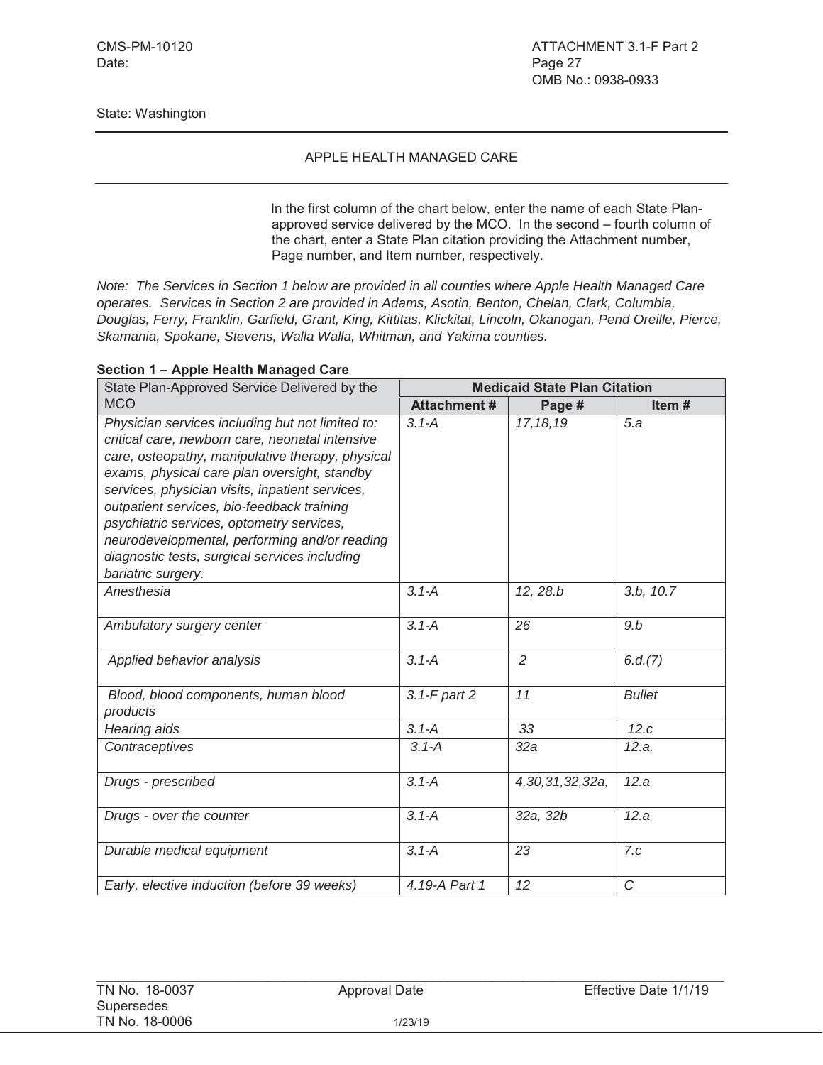State: Washington

APPLE HEALTH MANAGED CARE

In the first column of the chart below, enter the name of each State Plan-approved service delivered by the MCO. In the second – fourth column of the chart, enter a State Plan citation providing the Attachment number, Page number, and Item number, respectively.

*Note: The Services in Section 1 below are provided in all counties where Apple Health Managed Care operates. Services in Section 2 are provided in Adams, Asotin, Benton, Chelan, Clark, Columbia, Douglas, Ferry, Franklin, Garfield, Grant, King, Kittitas, Klickitat, Lincoln, Okanogan, Pend Oreille, Pierce, Skamania, Spokane, Stevens, Walla Walla, Whitman, and Yakima counties.*

**Section 1 – Apple Health Managed Care**

| State Plan-Approved Service Delivered by the MCO | Medicaid State Plan Citation | | |
|---|---|---|---|
| | **Attachment #** | **Page #** | **Item #** |
| *Physician services including but not limited to: critical care, newborn care, neonatal intensive care, osteopathy, manipulative therapy, physical exams, physical care plan oversight, standby services, physician visits, inpatient services, outpatient services, bio-feedback training psychiatric services, optometry services, neurodevelopmental, performing and/or reading diagnostic tests, surgical services including bariatric surgery.* | *3.1-A* | *17,18,19* | *5.a* |
| *Anesthesia* | *3.1-A* | *12, 28.b* | *3.b, 10.7* |
| *Ambulatory surgery center* | *3.1-A* | *26* | *9.b* |
| *Applied behavior analysis* | *3.1-A* | *2* | *6.d.(7)* |
| *Blood, blood components, human blood products* | *3.1-F part 2* | *11* | *Bullet* |
| *Hearing aids* | *3.1-A* | *33* | *12.c* |
| *Contraceptives* | *3.1-A* | *32a* | *12.a.* |
| *Drugs - prescribed* | *3.1-A* | *4,30,31,32,32a,* | *12.a* |
| *Drugs - over the counter* | *3.1-A* | *32a, 32b* | *12.a* |
| *Durable medical equipment* | *3.1-A* | *23* | *7.c* |
| *Early, elective induction (before 39 weeks)* | *4.19-A Part 1* | *12* | *C* |

TN No. 18-0037 Approval Date 1/23/19 Effective Date 1/1/19
Supersedes
TN No. 18-0006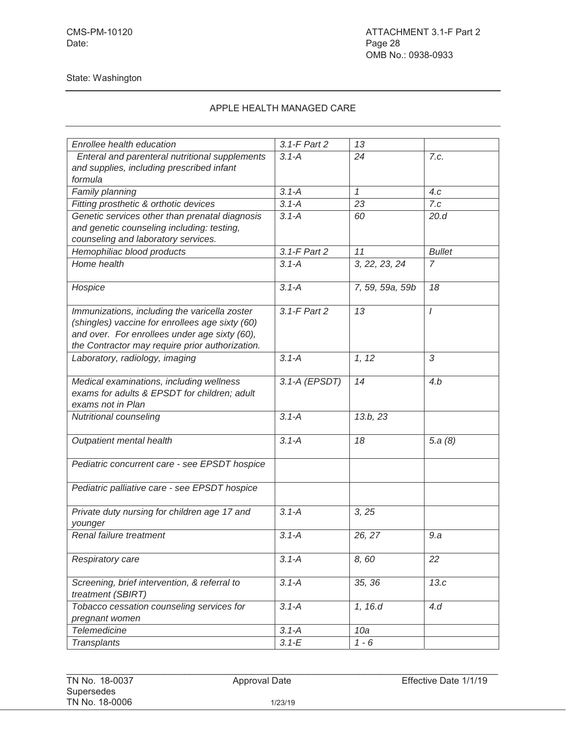State: Washington

APPLE HEALTH MANAGED CARE

| | | | |
|---|---|---|---|
| *Enrollee health education* | *3.1-F Part 2* | *13* | |
| *Enteral and parenteral nutritional supplements and supplies, including prescribed infant formula* | *3.1-A* | *24* | *7.c.* |
| *Family planning* | *3.1-A* | *1* | *4.c* |
| *Fitting prosthetic & orthotic devices* | *3.1-A* | *23* | *7.c* |
| *Genetic services other than prenatal diagnosis and genetic counseling including: testing, counseling and laboratory services.* | *3.1-A* | *60* | *20.d* |
| *Hemophiliac blood products* | *3.1-F Part 2* | *11* | *Bullet* |
| *Home health* | *3.1-A* | *3, 22, 23, 24* | *7* |
| *Hospice* | *3.1-A* | *7, 59, 59a, 59b* | *18* |
| *Immunizations, including the varicella zoster (shingles) vaccine for enrollees age sixty (60) and over. For enrollees under age sixty (60), the Contractor may require prior authorization.* | *3.1-F Part 2* | *13* | *I* |
| *Laboratory, radiology, imaging* | *3.1-A* | *1, 12* | *3* |
| *Medical examinations, including wellness exams for adults & EPSDT for children; adult exams not in Plan* | *3.1-A (EPSDT)* | *14* | *4.b* |
| *Nutritional counseling* | *3.1-A* | *13.b, 23* | |
| *Outpatient mental health* | *3.1-A* | *18* | *5.a (8)* |
| *Pediatric concurrent care - see EPSDT hospice* | | | |
| *Pediatric palliative care - see EPSDT hospice* | | | |
| *Private duty nursing for children age 17 and younger* | *3.1-A* | *3, 25* | |
| *Renal failure treatment* | *3.1-A* | *26, 27* | *9.a* |
| *Respiratory care* | *3.1-A* | *8, 60* | *22* |
| *Screening, brief intervention, & referral to treatment (SBIRT)* | *3.1-A* | *35, 36* | *13.c* |
| *Tobacco cessation counseling services for pregnant women* | *3.1-A* | *1, 16.d* | *4.d* |
| *Telemedicine* | *3.1-A* | *10a* | |
| *Transplants* | *3.1-E* | *1 - 6* | |

TN No. 18-0037 Approval Date 1/23/19 Effective Date 1/1/19
Supersedes
TN No. 18-0006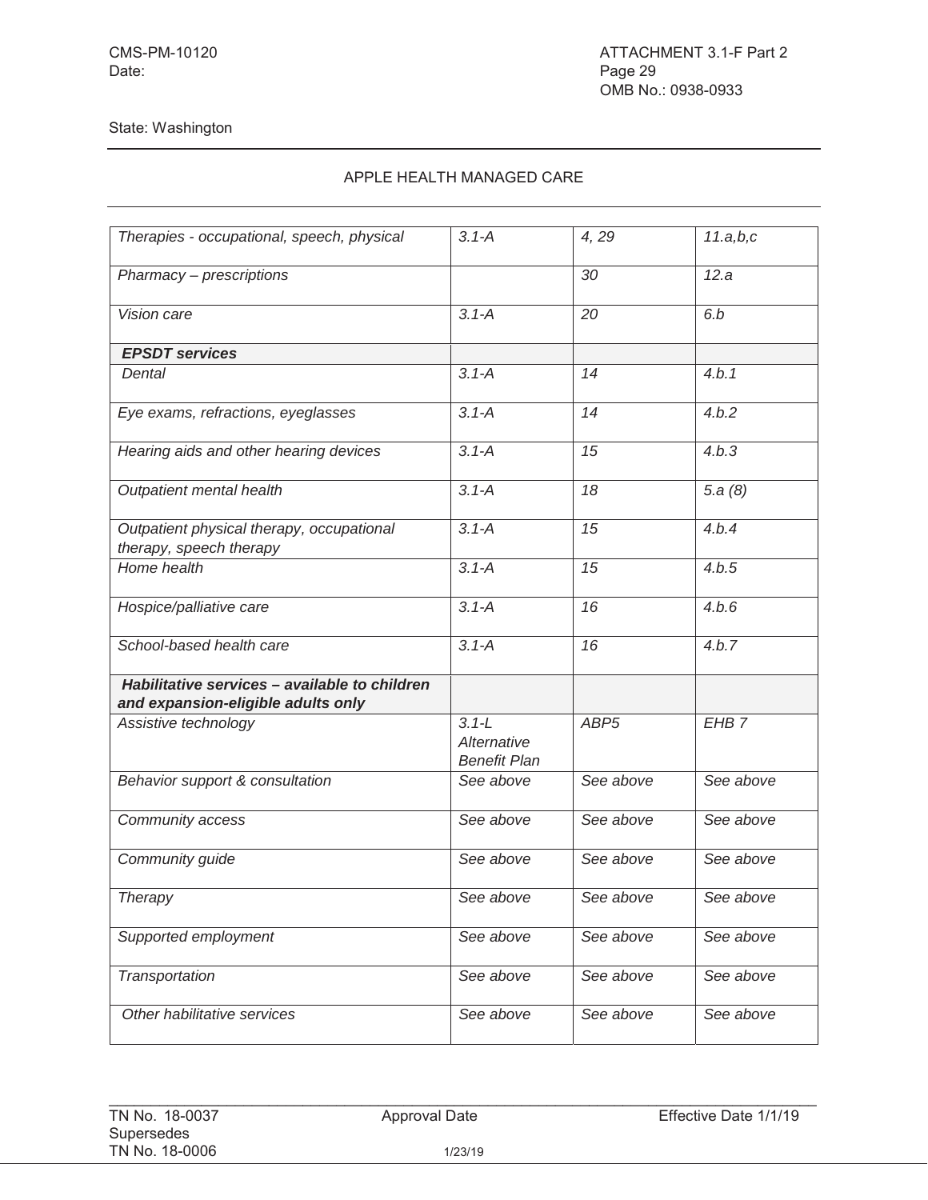State: Washington

APPLE HEALTH MANAGED CARE

| | | | |
|---|---|---|---|
| *Therapies - occupational, speech, physical* | *3.1-A* | *4, 29* | *11.a,b,c* |
| *Pharmacy – prescriptions* | | *30* | *12.a* |
| *Vision care* | *3.1-A* | *20* | *6.b* |
| ***EPSDT services*** | | | |
| *Dental* | *3.1-A* | *14* | *4.b.1* |
| *Eye exams, refractions, eyeglasses* | *3.1-A* | *14* | *4.b.2* |
| *Hearing aids and other hearing devices* | *3.1-A* | *15* | *4.b.3* |
| *Outpatient mental health* | *3.1-A* | *18* | *5.a (8)* |
| *Outpatient physical therapy, occupational therapy, speech therapy* | *3.1-A* | *15* | *4.b.4* |
| *Home health* | *3.1-A* | *15* | *4.b.5* |
| *Hospice/palliative care* | *3.1-A* | *16* | *4.b.6* |
| *School-based health care* | *3.1-A* | *16* | *4.b.7* |
| ***Habilitative services – available to children and expansion-eligible adults only*** | | | |
| *Assistive technology* | *3.1-L Alternative Benefit Plan* | *ABP5* | *EHB 7* |
| *Behavior support & consultation* | *See above* | *See above* | *See above* |
| *Community access* | *See above* | *See above* | *See above* |
| *Community guide* | *See above* | *See above* | *See above* |
| *Therapy* | *See above* | *See above* | *See above* |
| *Supported employment* | *See above* | *See above* | *See above* |
| *Transportation* | *See above* | *See above* | *See above* |
| *Other habilitative services* | *See above* | *See above* | *See above* |

TN No. 18-0037 Approval Date 1/23/19 Effective Date 1/1/19
Supersedes
TN No. 18-0006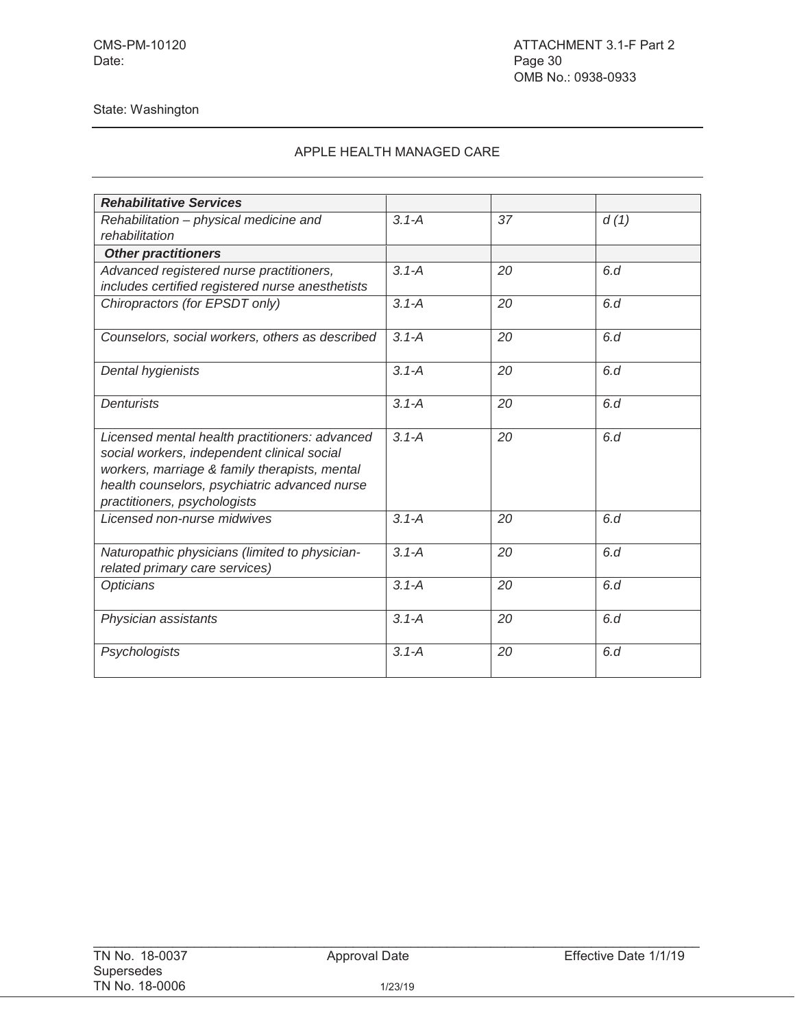State: Washington

APPLE HEALTH MANAGED CARE

| ***Rehabilitative Services*** | | | |
|---|---|---|---|
| *Rehabilitation – physical medicine and rehabilitation* | *3.1-A* | *37* | *d (1)* |
| ***Other practitioners*** | | | |
| *Advanced registered nurse practitioners, includes certified registered nurse anesthetists* | *3.1-A* | *20* | *6.d* |
| *Chiropractors (for EPSDT only)* | *3.1-A* | *20* | *6.d* |
| *Counselors, social workers, others as described* | *3.1-A* | *20* | *6.d* |
| *Dental hygienists* | *3.1-A* | *20* | *6.d* |
| *Denturists* | *3.1-A* | *20* | *6.d* |
| *Licensed mental health practitioners: advanced social workers, independent clinical social workers, marriage & family therapists, mental health counselors, psychiatric advanced nurse practitioners, psychologists* | *3.1-A* | *20* | *6.d* |
| *Licensed non-nurse midwives* | *3.1-A* | *20* | *6.d* |
| *Naturopathic physicians (limited to physician-related primary care services)* | *3.1-A* | *20* | *6.d* |
| *Opticians* | *3.1-A* | *20* | *6.d* |
| *Physician assistants* | *3.1-A* | *20* | *6.d* |
| *Psychologists* | *3.1-A* | *20* | *6.d* |

TN No. 18-0037 Approval Date 1/23/19 Effective Date 1/1/19
Supersedes
TN No. 18-0006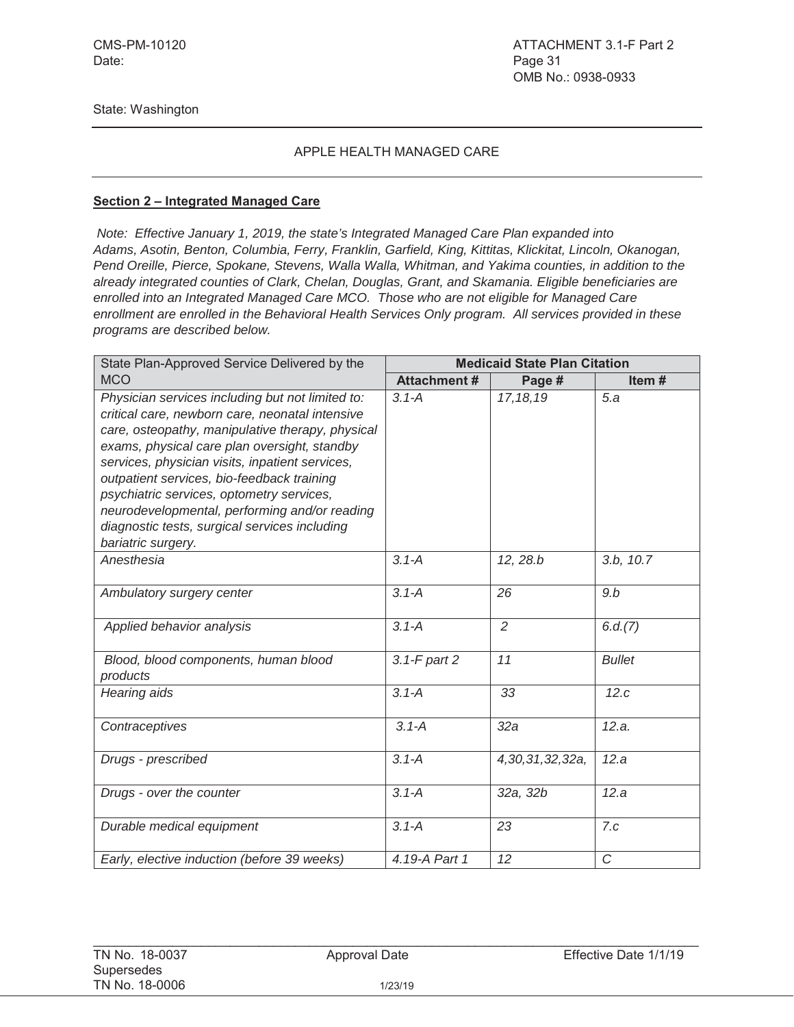State: Washington

APPLE HEALTH MANAGED CARE

**Section 2 – Integrated Managed Care**

*Note: Effective January 1, 2019, the state's Integrated Managed Care Plan expanded into Adams, Asotin, Benton, Columbia, Ferry, Franklin, Garfield, King, Kittitas, Klickitat, Lincoln, Okanogan, Pend Oreille, Pierce, Spokane, Stevens, Walla Walla, Whitman, and Yakima counties, in addition to the already integrated counties of Clark, Chelan, Douglas, Grant, and Skamania. Eligible beneficiaries are enrolled into an Integrated Managed Care MCO. Those who are not eligible for Managed Care enrollment are enrolled in the Behavioral Health Services Only program. All services provided in these programs are described below.*

| State Plan-Approved Service Delivered by the MCO | Medicaid State Plan Citation | | |
|---|---|---|---|
| | **Attachment #** | **Page #** | **Item #** |
| *Physician services including but not limited to: critical care, newborn care, neonatal intensive care, osteopathy, manipulative therapy, physical exams, physical care plan oversight, standby services, physician visits, inpatient services, outpatient services, bio-feedback training psychiatric services, optometry services, neurodevelopmental, performing and/or reading diagnostic tests, surgical services including bariatric surgery.* | *3.1-A* | *17,18,19* | *5.a* |
| *Anesthesia* | *3.1-A* | *12, 28.b* | *3.b, 10.7* |
| *Ambulatory surgery center* | *3.1-A* | *26* | *9.b* |
| *Applied behavior analysis* | *3.1-A* | *2* | *6.d.(7)* |
| *Blood, blood components, human blood products* | *3.1-F part 2* | *11* | *Bullet* |
| *Hearing aids* | *3.1-A* | *33* | *12.c* |
| *Contraceptives* | *3.1-A* | *32a* | *12.a.* |
| *Drugs - prescribed* | *3.1-A* | *4,30,31,32,32a,* | *12.a* |
| *Drugs - over the counter* | *3.1-A* | *32a, 32b* | *12.a* |
| *Durable medical equipment* | *3.1-A* | *23* | *7.c* |
| *Early, elective induction (before 39 weeks)* | *4.19-A Part 1* | *12* | *C* |

TN No. 18-0037 Approval Date 1/23/19 Effective Date 1/1/19
Supersedes
TN No. 18-0006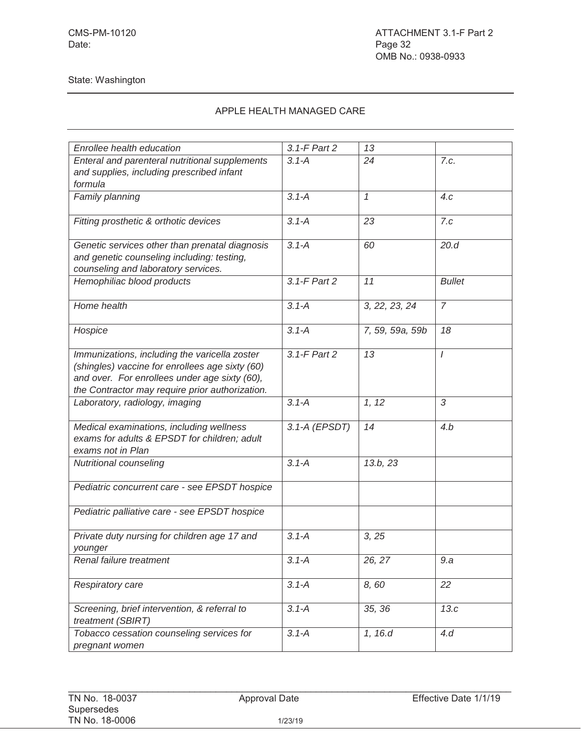State: Washington

APPLE HEALTH MANAGED CARE

| | | | |
|---|---|---|---|
| *Enrollee health education* | *3.1-F Part 2* | *13* | |
| *Enteral and parenteral nutritional supplements and supplies, including prescribed infant formula* | *3.1-A* | *24* | *7.c.* |
| *Family planning* | *3.1-A* | *1* | *4.c* |
| *Fitting prosthetic & orthotic devices* | *3.1-A* | *23* | *7.c* |
| *Genetic services other than prenatal diagnosis and genetic counseling including: testing, counseling and laboratory services.* | *3.1-A* | *60* | *20.d* |
| *Hemophiliac blood products* | *3.1-F Part 2* | *11* | *Bullet* |
| *Home health* | *3.1-A* | *3, 22, 23, 24* | *7* |
| *Hospice* | *3.1-A* | *7, 59, 59a, 59b* | *18* |
| *Immunizations, including the varicella zoster (shingles) vaccine for enrollees age sixty (60) and over. For enrollees under age sixty (60), the Contractor may require prior authorization.* | *3.1-F Part 2* | *13* | *I* |
| *Laboratory, radiology, imaging* | *3.1-A* | *1, 12* | *3* |
| *Medical examinations, including wellness exams for adults & EPSDT for children; adult exams not in Plan* | *3.1-A (EPSDT)* | *14* | *4.b* |
| *Nutritional counseling* | *3.1-A* | *13.b, 23* | |
| *Pediatric concurrent care - see EPSDT hospice* | | | |
| *Pediatric palliative care - see EPSDT hospice* | | | |
| *Private duty nursing for children age 17 and younger* | *3.1-A* | *3, 25* | |
| *Renal failure treatment* | *3.1-A* | *26, 27* | *9.a* |
| *Respiratory care* | *3.1-A* | *8, 60* | *22* |
| *Screening, brief intervention, & referral to treatment (SBIRT)* | *3.1-A* | *35, 36* | *13.c* |
| *Tobacco cessation counseling services for pregnant women* | *3.1-A* | *1, 16.d* | *4.d* |

TN No. 18-0037 Approval Date 1/23/19 Effective Date 1/1/19
Supersedes
TN No. 18-0006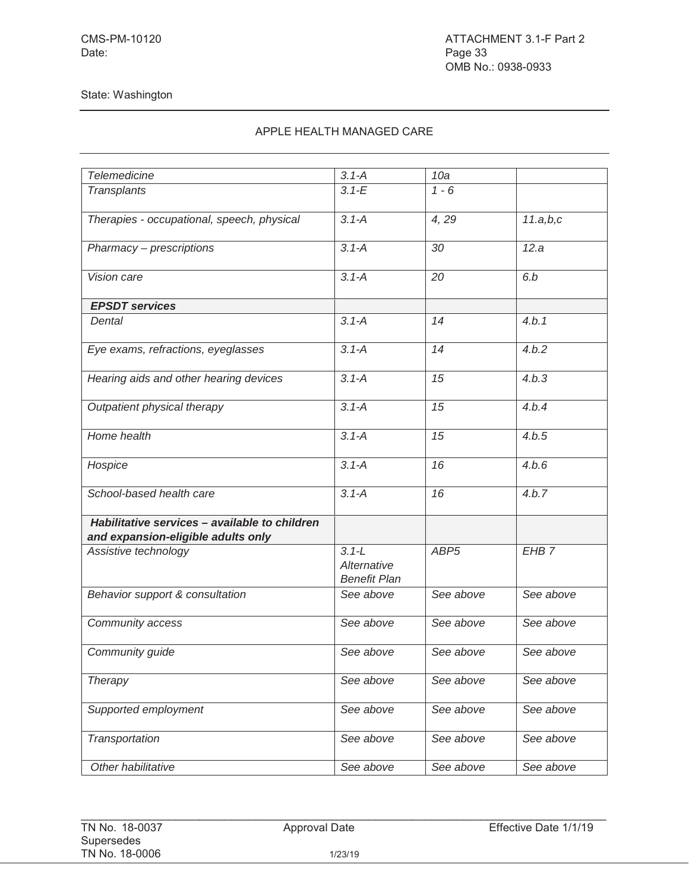State: Washington

APPLE HEALTH MANAGED CARE

| | | | |
|---|---|---|---|
| *Telemedicine* | *3.1-A* | *10a* | |
| *Transplants* | *3.1-E* | *1 - 6* | |
| *Therapies - occupational, speech, physical* | *3.1-A* | *4, 29* | *11.a,b,c* |
| *Pharmacy – prescriptions* | *3.1-A* | *30* | *12.a* |
| *Vision care* | *3.1-A* | *20* | *6.b* |
| ***EPSDT services*** | | | |
| *Dental* | *3.1-A* | *14* | *4.b.1* |
| *Eye exams, refractions, eyeglasses* | *3.1-A* | *14* | *4.b.2* |
| *Hearing aids and other hearing devices* | *3.1-A* | *15* | *4.b.3* |
| *Outpatient physical therapy* | *3.1-A* | *15* | *4.b.4* |
| *Home health* | *3.1-A* | *15* | *4.b.5* |
| *Hospice* | *3.1-A* | *16* | *4.b.6* |
| *School-based health care* | *3.1-A* | *16* | *4.b.7* |
| ***Habilitative services – available to children and expansion-eligible adults only*** | | | |
| *Assistive technology* | *3.1-L Alternative Benefit Plan* | *ABP5* | *EHB 7* |
| *Behavior support & consultation* | *See above* | *See above* | *See above* |
| *Community access* | *See above* | *See above* | *See above* |
| *Community guide* | *See above* | *See above* | *See above* |
| *Therapy* | *See above* | *See above* | *See above* |
| *Supported employment* | *See above* | *See above* | *See above* |
| *Transportation* | *See above* | *See above* | *See above* |
| *Other habilitative* | *See above* | *See above* | *See above* |

TN No. 18-0037 Approval Date 1/23/19 Effective Date 1/1/19
Supersedes
TN No. 18-0006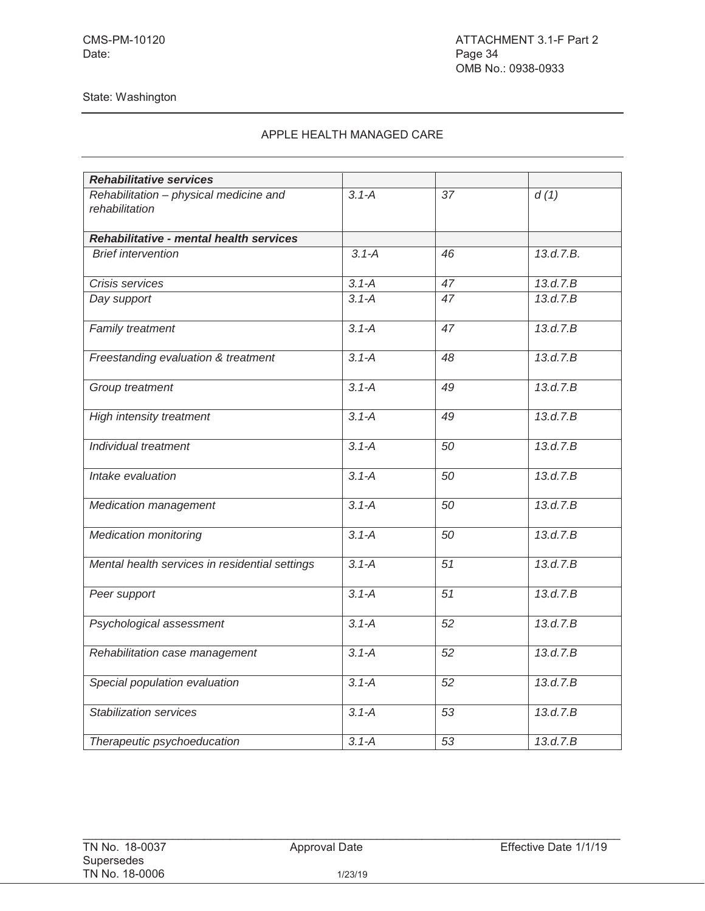State: Washington

APPLE HEALTH MANAGED CARE

| ***Rehabilitative services*** | | | |
|---|---|---|---|
| *Rehabilitation – physical medicine and rehabilitation* | *3.1-A* | *37* | *d (1)* |
| ***Rehabilitative - mental health services*** | | | |
| *Brief intervention* | *3.1-A* | *46* | *13.d.7.B.* |
| *Crisis services* | *3.1-A* | *47* | *13.d.7.B* |
| *Day support* | *3.1-A* | *47* | *13.d.7.B* |
| *Family treatment* | *3.1-A* | *47* | *13.d.7.B* |
| *Freestanding evaluation & treatment* | *3.1-A* | *48* | *13.d.7.B* |
| *Group treatment* | *3.1-A* | *49* | *13.d.7.B* |
| *High intensity treatment* | *3.1-A* | *49* | *13.d.7.B* |
| *Individual treatment* | *3.1-A* | *50* | *13.d.7.B* |
| *Intake evaluation* | *3.1-A* | *50* | *13.d.7.B* |
| *Medication management* | *3.1-A* | *50* | *13.d.7.B* |
| *Medication monitoring* | *3.1-A* | *50* | *13.d.7.B* |
| *Mental health services in residential settings* | *3.1-A* | *51* | *13.d.7.B* |
| *Peer support* | *3.1-A* | *51* | *13.d.7.B* |
| *Psychological assessment* | *3.1-A* | *52* | *13.d.7.B* |
| *Rehabilitation case management* | *3.1-A* | *52* | *13.d.7.B* |
| *Special population evaluation* | *3.1-A* | *52* | *13.d.7.B* |
| *Stabilization services* | *3.1-A* | *53* | *13.d.7.B* |
| *Therapeutic psychoeducation* | *3.1-A* | *53* | *13.d.7.B* |

TN No. 18-0037 Approval Date 1/23/19 Effective Date 1/1/19
Supersedes
TN No. 18-0006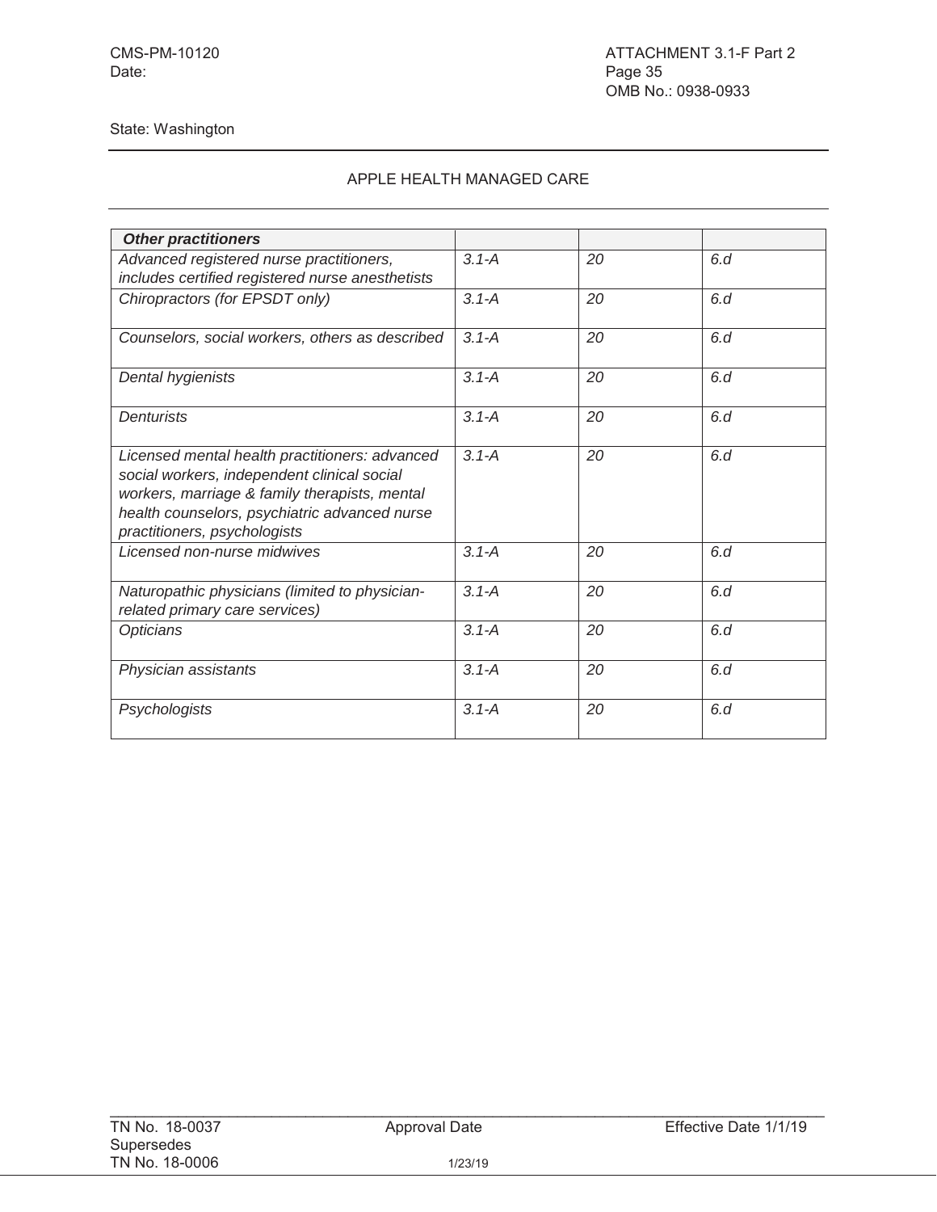CMS-PM-10120
Date:

ATTACHMENT 3.1-F Part 2
Page 35
OMB No.: 0938-0933

State: Washington

APPLE HEALTH MANAGED CARE

| ***Other practitioners*** | | | |
|---|---|---|---|
| *Advanced registered nurse practitioners, includes certified registered nurse anesthetists* | *3.1-A* | *20* | *6.d* |
| *Chiropractors (for EPSDT only)* | *3.1-A* | *20* | *6.d* |
| *Counselors, social workers, others as described* | *3.1-A* | *20* | *6.d* |
| *Dental hygienists* | *3.1-A* | *20* | *6.d* |
| *Denturists* | *3.1-A* | *20* | *6.d* |
| *Licensed mental health practitioners: advanced social workers, independent clinical social workers, marriage & family therapists, mental health counselors, psychiatric advanced nurse practitioners, psychologists* | *3.1-A* | *20* | *6.d* |
| *Licensed non-nurse midwives* | *3.1-A* | *20* | *6.d* |
| *Naturopathic physicians (limited to physician-related primary care services)* | *3.1-A* | *20* | *6.d* |
| *Opticians* | *3.1-A* | *20* | *6.d* |
| *Physician assistants* | *3.1-A* | *20* | *6.d* |
| *Psychologists* | *3.1-A* | *20* | *6.d* |

TN No. 18-0037
Supersedes
TN No. 18-0006

Approval Date 1/23/19

Effective Date 1/1/19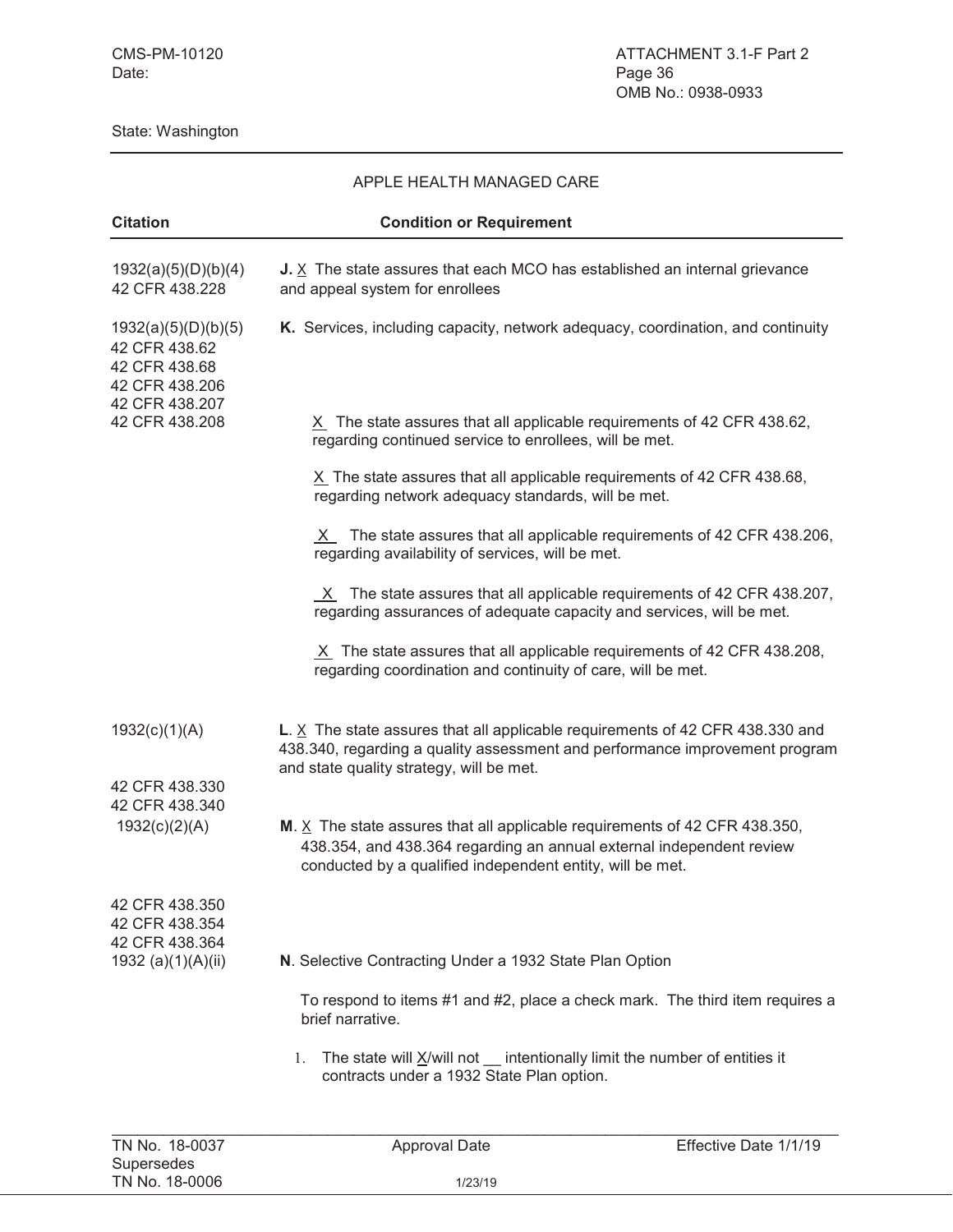State: Washington

APPLE HEALTH MANAGED CARE

| Citation | Condition or Requirement |
|---|---|
| 1932(a)(5)(D)(b)(4)<br>42 CFR 438.228 | **J.** X The state assures that each MCO has established an internal grievance and appeal system for enrollees |
| 1932(a)(5)(D)(b)(5)<br>42 CFR 438.62<br>42 CFR 438.68<br>42 CFR 438.206<br>42 CFR 438.207<br>42 CFR 438.208 | **K.** Services, including capacity, network adequacy, coordination, and continuity<br><br>X The state assures that all applicable requirements of 42 CFR 438.62, regarding continued service to enrollees, will be met.<br><br>X The state assures that all applicable requirements of 42 CFR 438.68, regarding network adequacy standards, will be met.<br><br>X The state assures that all applicable requirements of 42 CFR 438.206, regarding availability of services, will be met.<br><br>X The state assures that all applicable requirements of 42 CFR 438.207, regarding assurances of adequate capacity and services, will be met.<br><br>X The state assures that all applicable requirements of 42 CFR 438.208, regarding coordination and continuity of care, will be met. |
| 1932(c)(1)(A)<br>42 CFR 438.330<br>42 CFR 438.340 | **L**. X The state assures that all applicable requirements of 42 CFR 438.330 and 438.340, regarding a quality assessment and performance improvement program and state quality strategy, will be met. |
| 1932(c)(2)(A)<br>42 CFR 438.350<br>42 CFR 438.354<br>42 CFR 438.364 | **M**. X The state assures that all applicable requirements of 42 CFR 438.350, 438.354, and 438.364 regarding an annual external independent review conducted by a qualified independent entity, will be met. |
| 1932 (a)(1)(A)(ii) | **N**. Selective Contracting Under a 1932 State Plan Option<br><br>To respond to items #1 and #2, place a check mark. The third item requires a brief narrative.<br><br>1. The state will X/will not __ intentionally limit the number of entities it contracts under a 1932 State Plan option. |

TN No. 18-0037 Supersedes TN No. 18-0006 | Approval Date 1/23/19 | Effective Date 1/1/19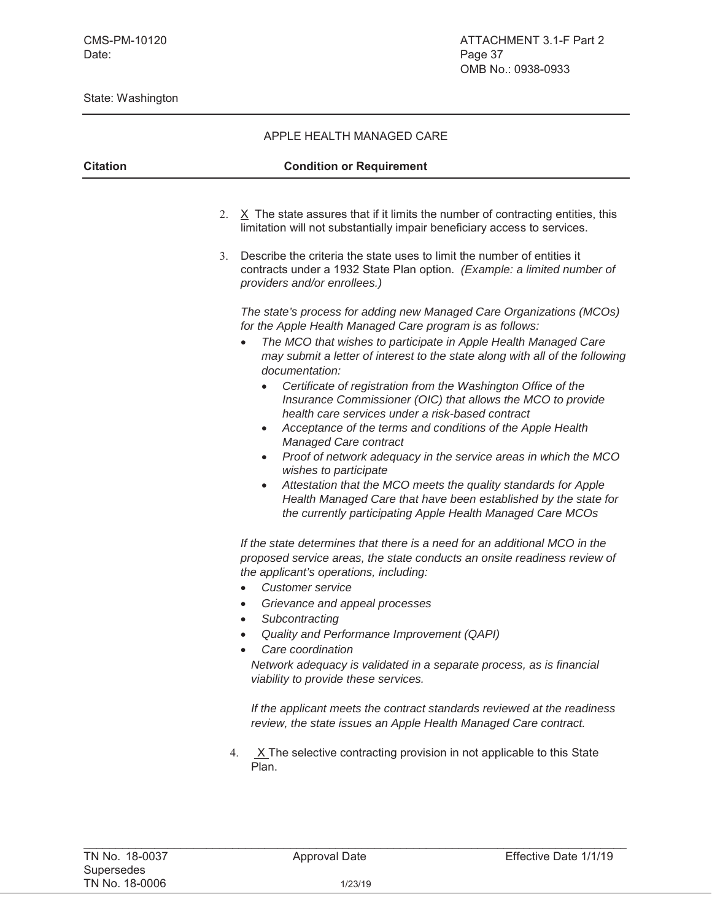State: Washington

APPLE HEALTH MANAGED CARE

| Citation | Condition or Requirement |
| --- | --- |

2. X The state assures that if it limits the number of contracting entities, this limitation will not substantially impair beneficiary access to services.

3. Describe the criteria the state uses to limit the number of entities it contracts under a 1932 State Plan option. *(Example: a limited number of providers and/or enrollees.)*

   *The state's process for adding new Managed Care Organizations (MCOs) for the Apple Health Managed Care program is as follows:*

   - *The MCO that wishes to participate in Apple Health Managed Care may submit a letter of interest to the state along with all of the following documentation:*
     - *Certificate of registration from the Washington Office of the Insurance Commissioner (OIC) that allows the MCO to provide health care services under a risk-based contract*
     - *Acceptance of the terms and conditions of the Apple Health Managed Care contract*
     - *Proof of network adequacy in the service areas in which the MCO wishes to participate*
     - *Attestation that the MCO meets the quality standards for Apple Health Managed Care that have been established by the state for the currently participating Apple Health Managed Care MCOs*

   *If the state determines that there is a need for an additional MCO in the proposed service areas, the state conducts an onsite readiness review of the applicant's operations, including:*

   - *Customer service*
   - *Grievance and appeal processes*
   - *Subcontracting*
   - *Quality and Performance Improvement (QAPI)*
   - *Care coordination*

   *Network adequacy is validated in a separate process, as is financial viability to provide these services.*

   *If the applicant meets the contract standards reviewed at the readiness review, the state issues an Apple Health Managed Care contract.*

4. X The selective contracting provision in not applicable to this State Plan.

TN No. 18-0037 Supersedes TN No. 18-0006 | Approval Date 1/23/19 | Effective Date 1/1/19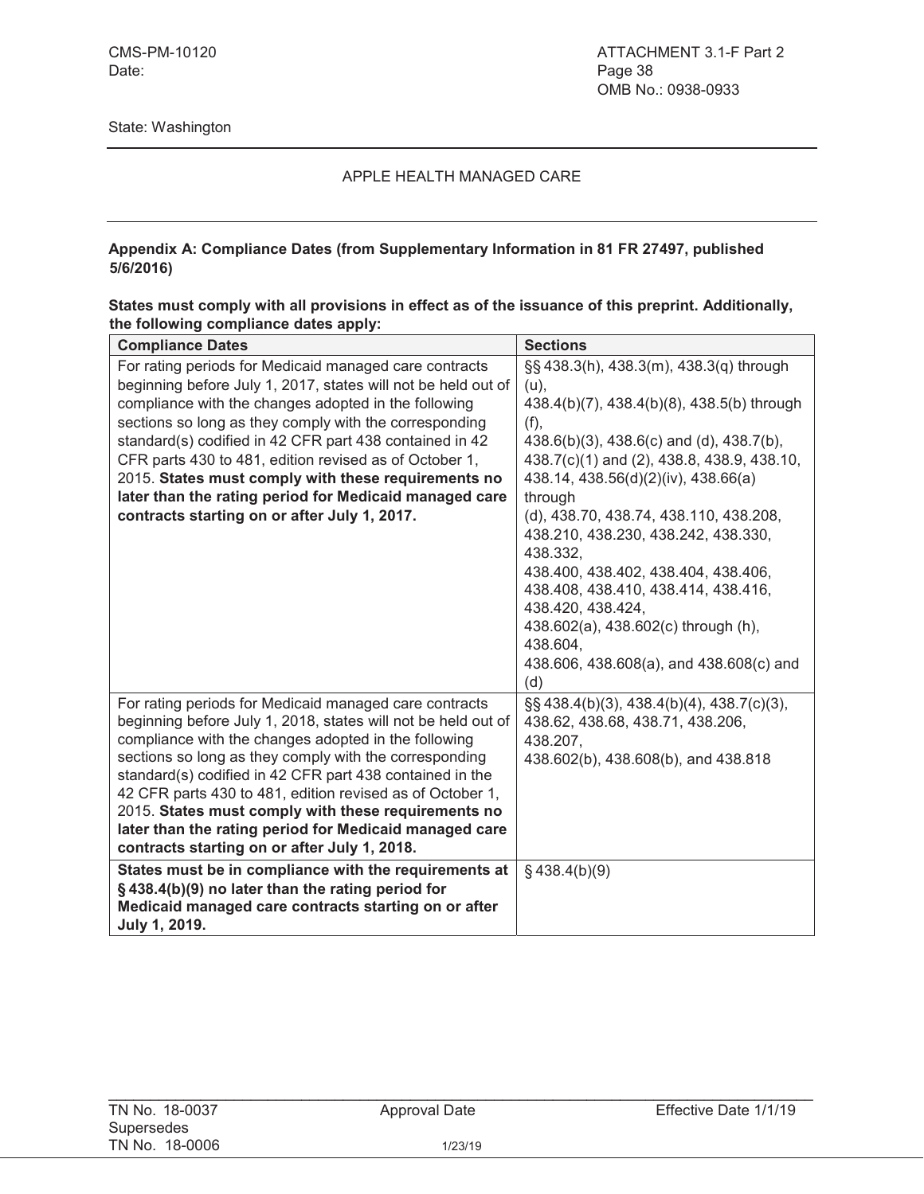State: Washington

APPLE HEALTH MANAGED CARE

**Appendix A: Compliance Dates (from Supplementary Information in 81 FR 27497, published 5/6/2016)**

**States must comply with all provisions in effect as of the issuance of this preprint. Additionally, the following compliance dates apply:**

| Compliance Dates | Sections |
| --- | --- |
| For rating periods for Medicaid managed care contracts beginning before July 1, 2017, states will not be held out of compliance with the changes adopted in the following sections so long as they comply with the corresponding standard(s) codified in 42 CFR part 438 contained in 42 CFR parts 430 to 481, edition revised as of October 1, 2015. **States must comply with these requirements no later than the rating period for Medicaid managed care contracts starting on or after July 1, 2017.** | §§ 438.3(h), 438.3(m), 438.3(q) through (u), 438.4(b)(7), 438.4(b)(8), 438.5(b) through (f), 438.6(b)(3), 438.6(c) and (d), 438.7(b), 438.7(c)(1) and (2), 438.8, 438.9, 438.10, 438.14, 438.56(d)(2)(iv), 438.66(a) through (d), 438.70, 438.74, 438.110, 438.208, 438.210, 438.230, 438.242, 438.330, 438.332, 438.400, 438.402, 438.404, 438.406, 438.408, 438.410, 438.414, 438.416, 438.420, 438.424, 438.602(a), 438.602(c) through (h), 438.604, 438.606, 438.608(a), and 438.608(c) and (d) |
| For rating periods for Medicaid managed care contracts beginning before July 1, 2018, states will not be held out of compliance with the changes adopted in the following sections so long as they comply with the corresponding standard(s) codified in 42 CFR part 438 contained in the 42 CFR parts 430 to 481, edition revised as of October 1, 2015. **States must comply with these requirements no later than the rating period for Medicaid managed care contracts starting on or after July 1, 2018.** | §§ 438.4(b)(3), 438.4(b)(4), 438.7(c)(3), 438.62, 438.68, 438.71, 438.206, 438.207, 438.602(b), 438.608(b), and 438.818 |
| **States must be in compliance with the requirements at § 438.4(b)(9) no later than the rating period for Medicaid managed care contracts starting on or after July 1, 2019.** | § 438.4(b)(9) |

TN No. 18-0037 Approval Date 1/23/19 Effective Date 1/1/19
Supersedes
TN No. 18-0006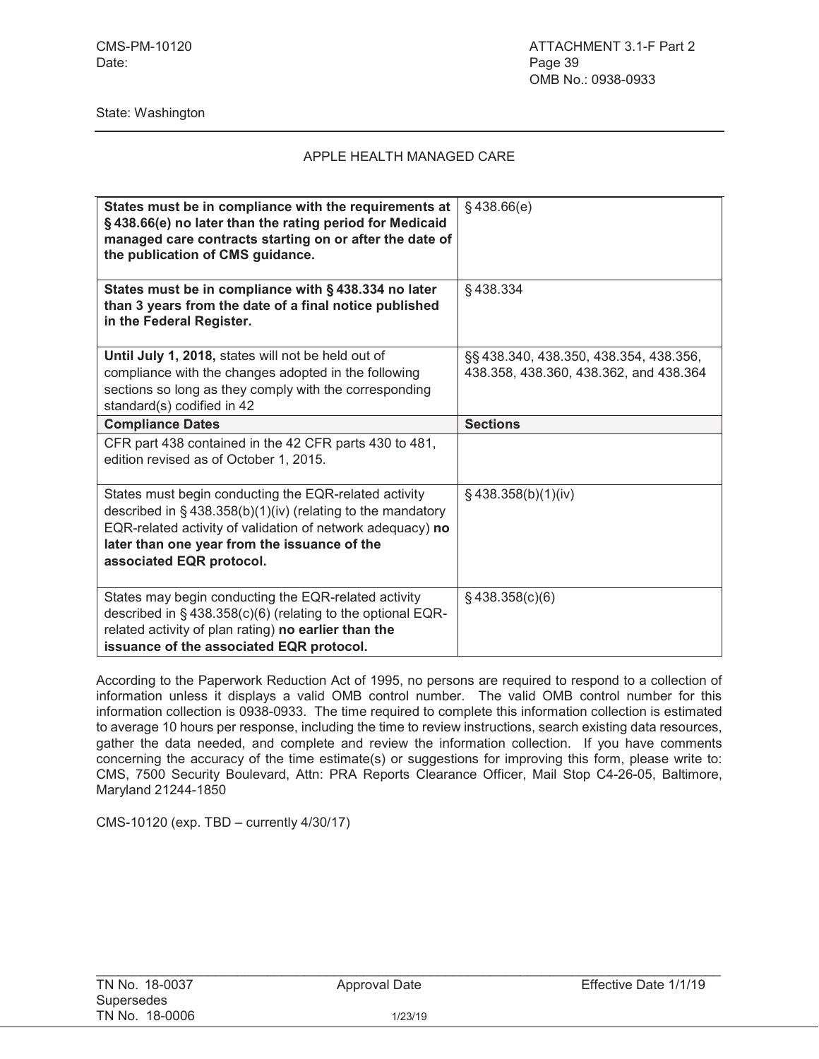State: Washington

APPLE HEALTH MANAGED CARE

| | |
|---|---|
| **States must be in compliance with the requirements at § 438.66(e) no later than the rating period for Medicaid managed care contracts starting on or after the date of the publication of CMS guidance.** | § 438.66(e) |
| **States must be in compliance with § 438.334 no later than 3 years from the date of a final notice published in the Federal Register.** | § 438.334 |
| **Until July 1, 2018,** states will not be held out of compliance with the changes adopted in the following sections so long as they comply with the corresponding standard(s) codified in 42 | §§ 438.340, 438.350, 438.354, 438.356, 438.358, 438.360, 438.362, and 438.364 |
| **Compliance Dates** | **Sections** |
| CFR part 438 contained in the 42 CFR parts 430 to 481, edition revised as of October 1, 2015. | |
| States must begin conducting the EQR-related activity described in § 438.358(b)(1)(iv) (relating to the mandatory EQR-related activity of validation of network adequacy) **no later than one year from the issuance of the associated EQR protocol.** | § 438.358(b)(1)(iv) |
| States may begin conducting the EQR-related activity described in § 438.358(c)(6) (relating to the optional EQR-related activity of plan rating) **no earlier than the issuance of the associated EQR protocol.** | § 438.358(c)(6) |

According to the Paperwork Reduction Act of 1995, no persons are required to respond to a collection of information unless it displays a valid OMB control number. The valid OMB control number for this information collection is 0938-0933. The time required to complete this information collection is estimated to average 10 hours per response, including the time to review instructions, search existing data resources, gather the data needed, and complete and review the information collection. If you have comments concerning the accuracy of the time estimate(s) or suggestions for improving this form, please write to: CMS, 7500 Security Boulevard, Attn: PRA Reports Clearance Officer, Mail Stop C4-26-05, Baltimore, Maryland 21244-1850

CMS-10120 (exp. TBD – currently 4/30/17)

TN No. 18-0037 Approval Date 1/23/19 Effective Date 1/1/19
Supersedes
TN No. 18-0006